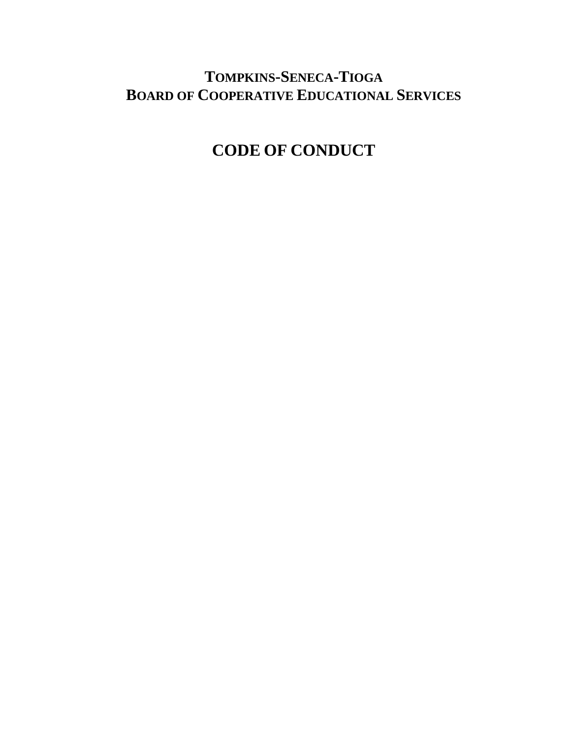# TOMPKINS-SENECA-TIOGA
# BOARD OF COOPERATIVE EDUCATIONAL SERVICES

# CODE OF CONDUCT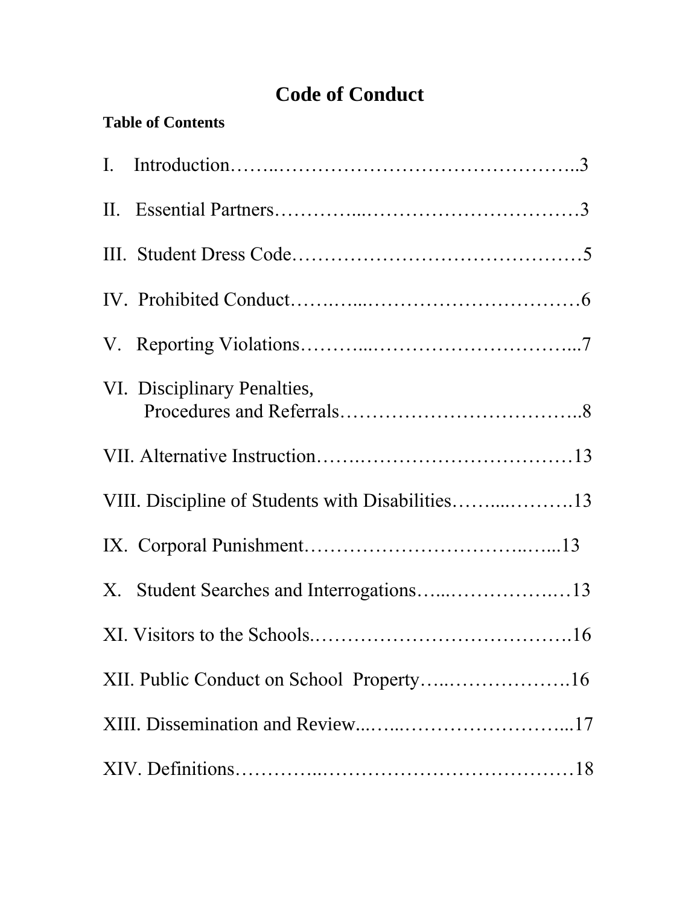# Code of Conduct

**Table of Contents**

I. Introduction……..……………………………………..3

II. Essential Partners…………...……………………………3

III. Student Dress Code……………………………………5

IV. Prohibited Conduct…….…...……………………………6

V. Reporting Violations………...…………………………...7

VI. Disciplinary Penalties,
Procedures and Referrals………………………………..8

VII. Alternative Instruction…….……………………………13

VIII. Discipline of Students with Disabilities……....……….13

IX. Corporal Punishment……………………………..…...13

X. Student Searches and Interrogations…...…………….…13

XI. Visitors to the Schools.……………………………….16

XII. Public Conduct on School Property…..……………….16

XIII. Dissemination and Review...…...……………………...17

XIV. Definitions…………..…………………………………18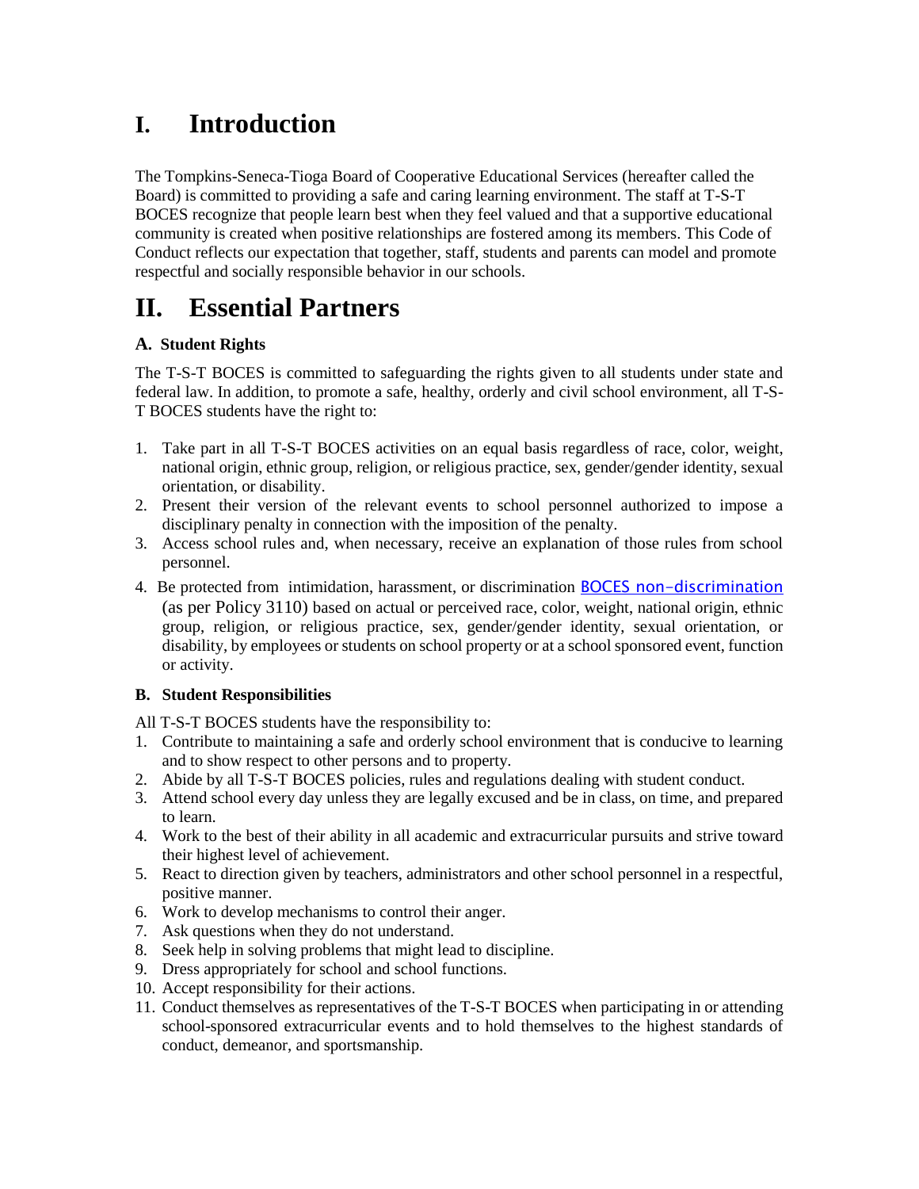# I. Introduction

The Tompkins-Seneca-Tioga Board of Cooperative Educational Services (hereafter called the Board) is committed to providing a safe and caring learning environment. The staff at T-S-T BOCES recognize that people learn best when they feel valued and that a supportive educational community is created when positive relationships are fostered among its members. This Code of Conduct reflects our expectation that together, staff, students and parents can model and promote respectful and socially responsible behavior in our schools.

# II. Essential Partners

### A. Student Rights

The T-S-T BOCES is committed to safeguarding the rights given to all students under state and federal law. In addition, to promote a safe, healthy, orderly and civil school environment, all T-S-T BOCES students have the right to:

1. Take part in all T-S-T BOCES activities on an equal basis regardless of race, color, weight, national origin, ethnic group, religion, or religious practice, sex, gender/gender identity, sexual orientation, or disability.
2. Present their version of the relevant events to school personnel authorized to impose a disciplinary penalty in connection with the imposition of the penalty.
3. Access school rules and, when necessary, receive an explanation of those rules from school personnel.
4. Be protected from intimidation, harassment, or discrimination BOCES non-discrimination (as per Policy 3110) based on actual or perceived race, color, weight, national origin, ethnic group, religion, or religious practice, sex, gender/gender identity, sexual orientation, or disability, by employees or students on school property or at a school sponsored event, function or activity.

### B. Student Responsibilities

All T-S-T BOCES students have the responsibility to:

1. Contribute to maintaining a safe and orderly school environment that is conducive to learning and to show respect to other persons and to property.
2. Abide by all T-S-T BOCES policies, rules and regulations dealing with student conduct.
3. Attend school every day unless they are legally excused and be in class, on time, and prepared to learn.
4. Work to the best of their ability in all academic and extracurricular pursuits and strive toward their highest level of achievement.
5. React to direction given by teachers, administrators and other school personnel in a respectful, positive manner.
6. Work to develop mechanisms to control their anger.
7. Ask questions when they do not understand.
8. Seek help in solving problems that might lead to discipline.
9. Dress appropriately for school and school functions.
10. Accept responsibility for their actions.
11. Conduct themselves as representatives of the T-S-T BOCES when participating in or attending school-sponsored extracurricular events and to hold themselves to the highest standards of conduct, demeanor, and sportsmanship.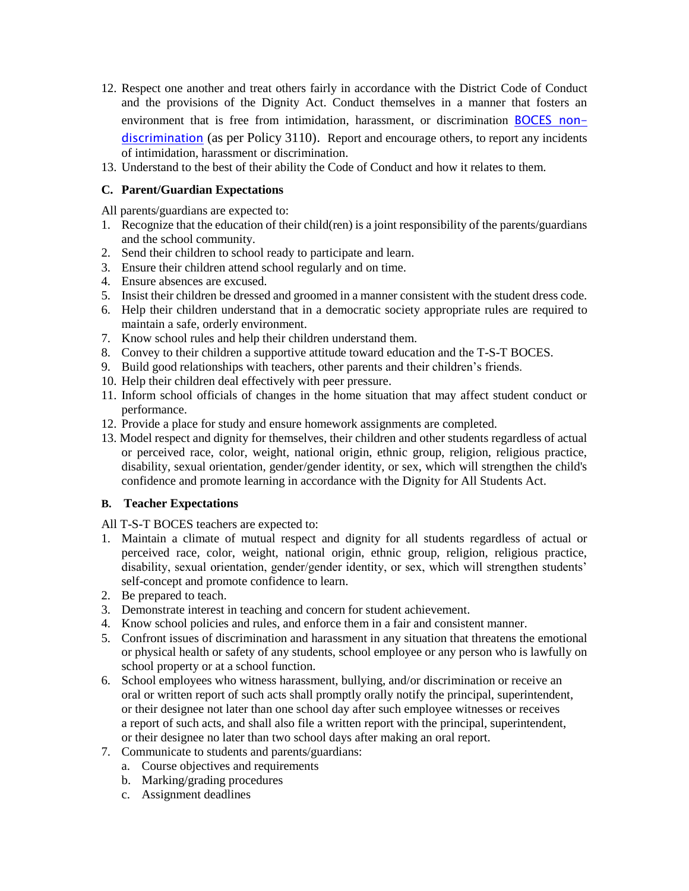12. Respect one another and treat others fairly in accordance with the District Code of Conduct and the provisions of the Dignity Act. Conduct themselves in a manner that fosters an environment that is free from intimidation, harassment, or discrimination BOCES non-discrimination (as per Policy 3110). Report and encourage others, to report any incidents of intimidation, harassment or discrimination.
13. Understand to the best of their ability the Code of Conduct and how it relates to them.

### C. Parent/Guardian Expectations

All parents/guardians are expected to:

1. Recognize that the education of their child(ren) is a joint responsibility of the parents/guardians and the school community.
2. Send their children to school ready to participate and learn.
3. Ensure their children attend school regularly and on time.
4. Ensure absences are excused.
5. Insist their children be dressed and groomed in a manner consistent with the student dress code.
6. Help their children understand that in a democratic society appropriate rules are required to maintain a safe, orderly environment.
7. Know school rules and help their children understand them.
8. Convey to their children a supportive attitude toward education and the T-S-T BOCES.
9. Build good relationships with teachers, other parents and their children's friends.
10. Help their children deal effectively with peer pressure.
11. Inform school officials of changes in the home situation that may affect student conduct or performance.
12. Provide a place for study and ensure homework assignments are completed.
13. Model respect and dignity for themselves, their children and other students regardless of actual or perceived race, color, weight, national origin, ethnic group, religion, religious practice, disability, sexual orientation, gender/gender identity, or sex, which will strengthen the child's confidence and promote learning in accordance with the Dignity for All Students Act.

### B. Teacher Expectations

All T-S-T BOCES teachers are expected to:

1. Maintain a climate of mutual respect and dignity for all students regardless of actual or perceived race, color, weight, national origin, ethnic group, religion, religious practice, disability, sexual orientation, gender/gender identity, or sex, which will strengthen students' self-concept and promote confidence to learn.
2. Be prepared to teach.
3. Demonstrate interest in teaching and concern for student achievement.
4. Know school policies and rules, and enforce them in a fair and consistent manner.
5. Confront issues of discrimination and harassment in any situation that threatens the emotional or physical health or safety of any students, school employee or any person who is lawfully on school property or at a school function.
6. School employees who witness harassment, bullying, and/or discrimination or receive an oral or written report of such acts shall promptly orally notify the principal, superintendent, or their designee not later than one school day after such employee witnesses or receives a report of such acts, and shall also file a written report with the principal, superintendent, or their designee no later than two school days after making an oral report.
7. Communicate to students and parents/guardians:
    a. Course objectives and requirements
    b. Marking/grading procedures
    c. Assignment deadlines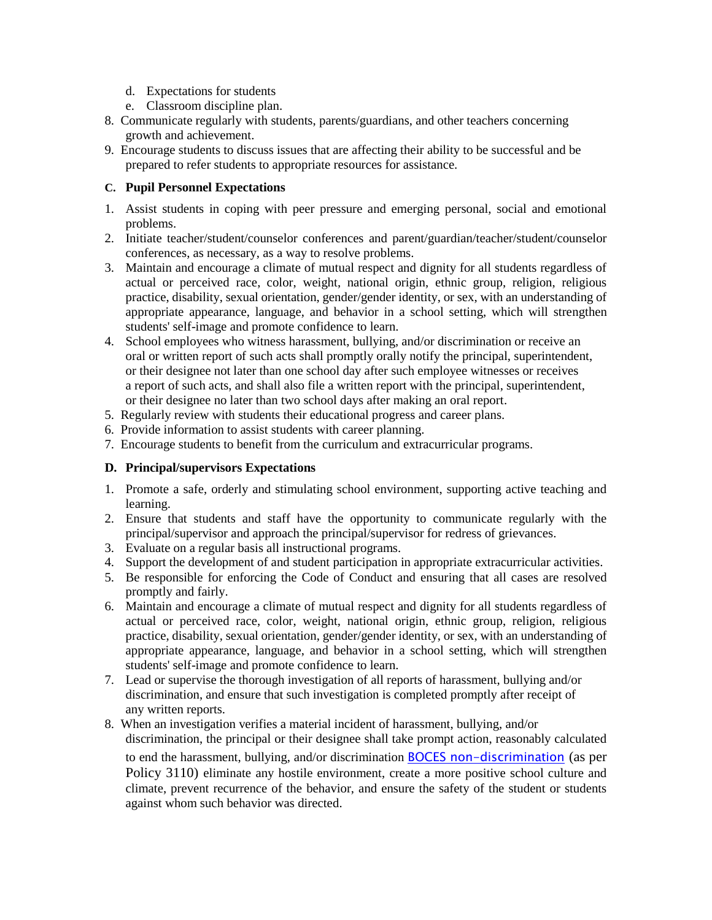d. Expectations for students
e. Classroom discipline plan.

8. Communicate regularly with students, parents/guardians, and other teachers concerning growth and achievement.
9. Encourage students to discuss issues that are affecting their ability to be successful and be prepared to refer students to appropriate resources for assistance.

### C. Pupil Personnel Expectations

1. Assist students in coping with peer pressure and emerging personal, social and emotional problems.
2. Initiate teacher/student/counselor conferences and parent/guardian/teacher/student/counselor conferences, as necessary, as a way to resolve problems.
3. Maintain and encourage a climate of mutual respect and dignity for all students regardless of actual or perceived race, color, weight, national origin, ethnic group, religion, religious practice, disability, sexual orientation, gender/gender identity, or sex, with an understanding of appropriate appearance, language, and behavior in a school setting, which will strengthen students' self-image and promote confidence to learn.
4. School employees who witness harassment, bullying, and/or discrimination or receive an oral or written report of such acts shall promptly orally notify the principal, superintendent, or their designee not later than one school day after such employee witnesses or receives a report of such acts, and shall also file a written report with the principal, superintendent, or their designee no later than two school days after making an oral report.
5. Regularly review with students their educational progress and career plans.
6. Provide information to assist students with career planning.
7. Encourage students to benefit from the curriculum and extracurricular programs.

### D. Principal/supervisors Expectations

1. Promote a safe, orderly and stimulating school environment, supporting active teaching and learning.
2. Ensure that students and staff have the opportunity to communicate regularly with the principal/supervisor and approach the principal/supervisor for redress of grievances.
3. Evaluate on a regular basis all instructional programs.
4. Support the development of and student participation in appropriate extracurricular activities.
5. Be responsible for enforcing the Code of Conduct and ensuring that all cases are resolved promptly and fairly.
6. Maintain and encourage a climate of mutual respect and dignity for all students regardless of actual or perceived race, color, weight, national origin, ethnic group, religion, religious practice, disability, sexual orientation, gender/gender identity, or sex, with an understanding of appropriate appearance, language, and behavior in a school setting, which will strengthen students' self-image and promote confidence to learn.
7. Lead or supervise the thorough investigation of all reports of harassment, bullying and/or discrimination, and ensure that such investigation is completed promptly after receipt of any written reports.
8. When an investigation verifies a material incident of harassment, bullying, and/or discrimination, the principal or their designee shall take prompt action, reasonably calculated to end the harassment, bullying, and/or discrimination BOCES non-discrimination (as per Policy 3110) eliminate any hostile environment, create a more positive school culture and climate, prevent recurrence of the behavior, and ensure the safety of the student or students against whom such behavior was directed.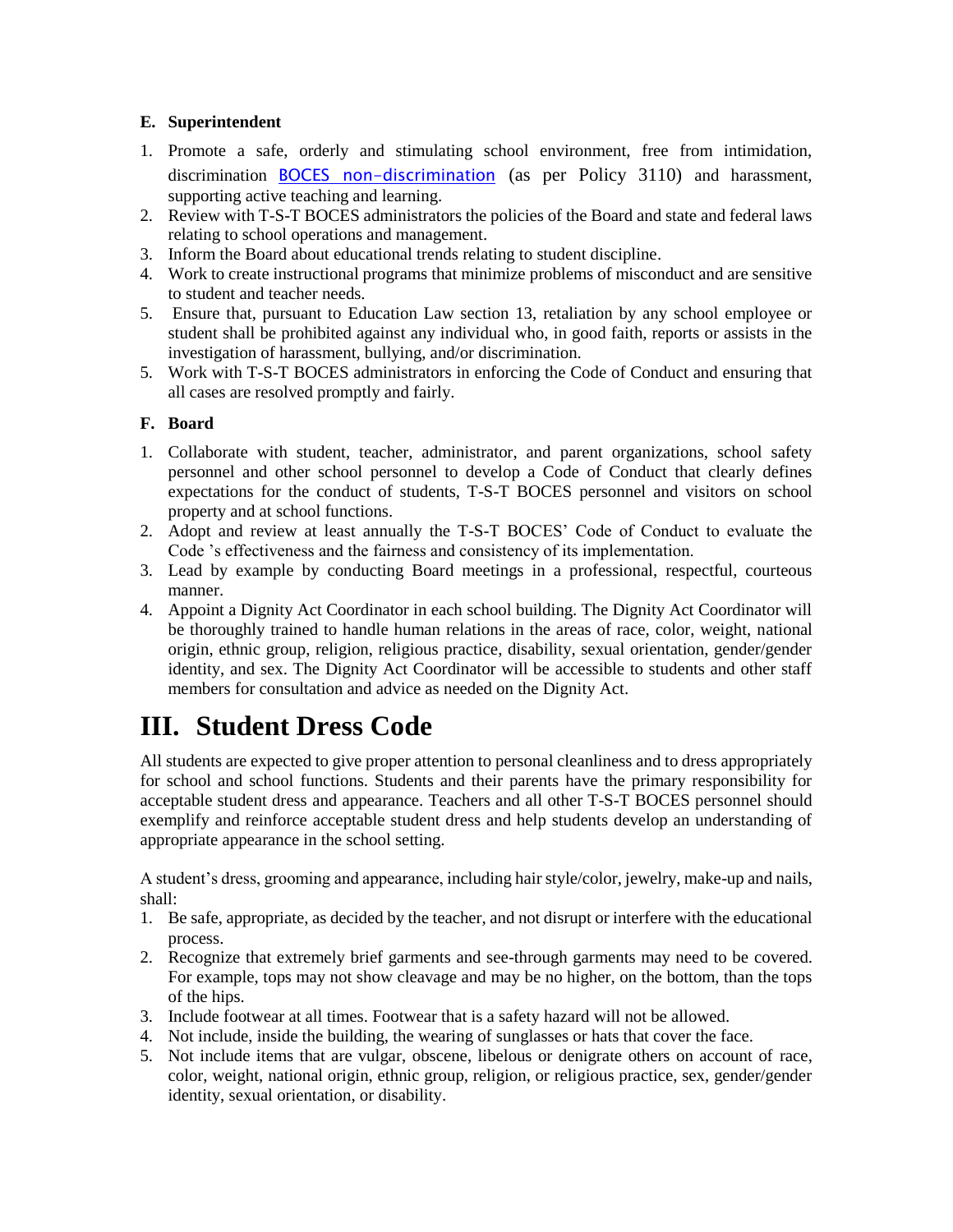### E. Superintendent

1. Promote a safe, orderly and stimulating school environment, free from intimidation, discrimination BOCES non-discrimination (as per Policy 3110) and harassment, supporting active teaching and learning.
2. Review with T-S-T BOCES administrators the policies of the Board and state and federal laws relating to school operations and management.
3. Inform the Board about educational trends relating to student discipline.
4. Work to create instructional programs that minimize problems of misconduct and are sensitive to student and teacher needs.
5. Ensure that, pursuant to Education Law section 13, retaliation by any school employee or student shall be prohibited against any individual who, in good faith, reports or assists in the investigation of harassment, bullying, and/or discrimination.
5. Work with T-S-T BOCES administrators in enforcing the Code of Conduct and ensuring that all cases are resolved promptly and fairly.

### F. Board

1. Collaborate with student, teacher, administrator, and parent organizations, school safety personnel and other school personnel to develop a Code of Conduct that clearly defines expectations for the conduct of students, T-S-T BOCES personnel and visitors on school property and at school functions.
2. Adopt and review at least annually the T-S-T BOCES' Code of Conduct to evaluate the Code 's effectiveness and the fairness and consistency of its implementation.
3. Lead by example by conducting Board meetings in a professional, respectful, courteous manner.
4. Appoint a Dignity Act Coordinator in each school building. The Dignity Act Coordinator will be thoroughly trained to handle human relations in the areas of race, color, weight, national origin, ethnic group, religion, religious practice, disability, sexual orientation, gender/gender identity, and sex. The Dignity Act Coordinator will be accessible to students and other staff members for consultation and advice as needed on the Dignity Act.

# III. Student Dress Code

All students are expected to give proper attention to personal cleanliness and to dress appropriately for school and school functions. Students and their parents have the primary responsibility for acceptable student dress and appearance. Teachers and all other T-S-T BOCES personnel should exemplify and reinforce acceptable student dress and help students develop an understanding of appropriate appearance in the school setting.

A student's dress, grooming and appearance, including hair style/color, jewelry, make-up and nails, shall:

1. Be safe, appropriate, as decided by the teacher, and not disrupt or interfere with the educational process.
2. Recognize that extremely brief garments and see-through garments may need to be covered. For example, tops may not show cleavage and may be no higher, on the bottom, than the tops of the hips.
3. Include footwear at all times. Footwear that is a safety hazard will not be allowed.
4. Not include, inside the building, the wearing of sunglasses or hats that cover the face.
5. Not include items that are vulgar, obscene, libelous or denigrate others on account of race, color, weight, national origin, ethnic group, religion, or religious practice, sex, gender/gender identity, sexual orientation, or disability.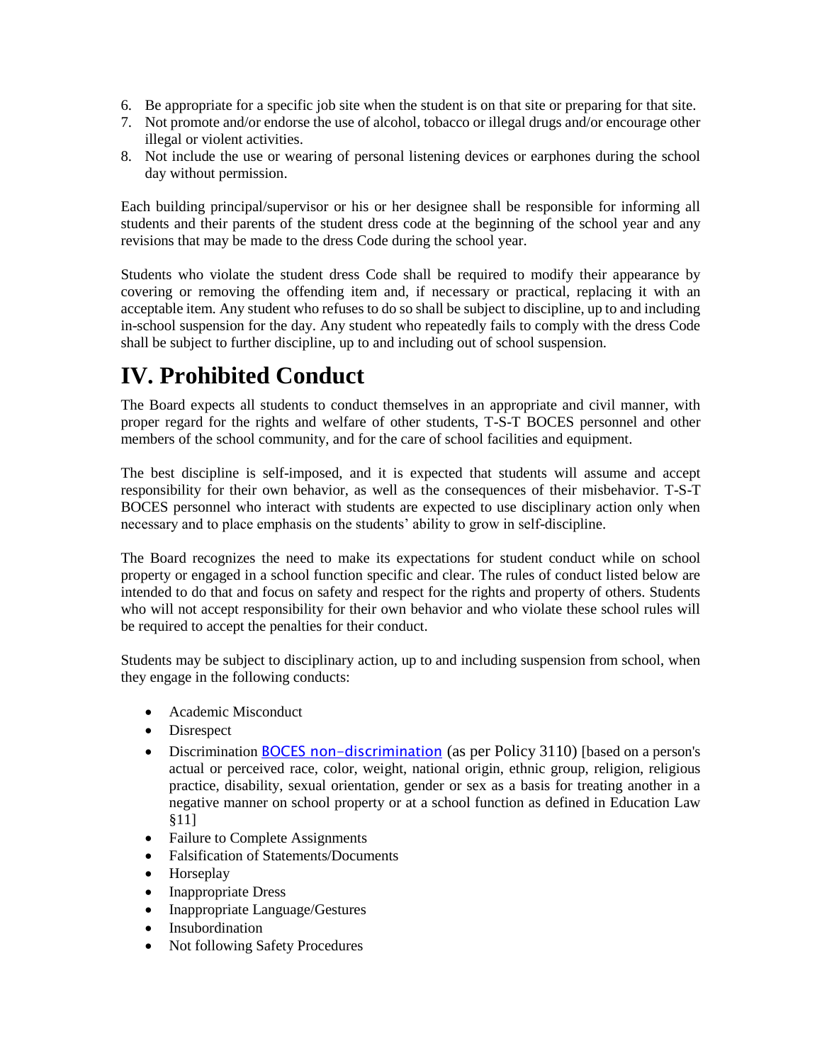6. Be appropriate for a specific job site when the student is on that site or preparing for that site.
7. Not promote and/or endorse the use of alcohol, tobacco or illegal drugs and/or encourage other illegal or violent activities.
8. Not include the use or wearing of personal listening devices or earphones during the school day without permission.

Each building principal/supervisor or his or her designee shall be responsible for informing all students and their parents of the student dress code at the beginning of the school year and any revisions that may be made to the dress Code during the school year.

Students who violate the student dress Code shall be required to modify their appearance by covering or removing the offending item and, if necessary or practical, replacing it with an acceptable item. Any student who refuses to do so shall be subject to discipline, up to and including in-school suspension for the day. Any student who repeatedly fails to comply with the dress Code shall be subject to further discipline, up to and including out of school suspension.

# IV. Prohibited Conduct

The Board expects all students to conduct themselves in an appropriate and civil manner, with proper regard for the rights and welfare of other students, T-S-T BOCES personnel and other members of the school community, and for the care of school facilities and equipment.

The best discipline is self-imposed, and it is expected that students will assume and accept responsibility for their own behavior, as well as the consequences of their misbehavior. T-S-T BOCES personnel who interact with students are expected to use disciplinary action only when necessary and to place emphasis on the students' ability to grow in self-discipline.

The Board recognizes the need to make its expectations for student conduct while on school property or engaged in a school function specific and clear. The rules of conduct listed below are intended to do that and focus on safety and respect for the rights and property of others. Students who will not accept responsibility for their own behavior and who violate these school rules will be required to accept the penalties for their conduct.

Students may be subject to disciplinary action, up to and including suspension from school, when they engage in the following conducts:

- Academic Misconduct
- Disrespect
- Discrimination BOCES non-discrimination (as per Policy 3110) [based on a person's actual or perceived race, color, weight, national origin, ethnic group, religion, religious practice, disability, sexual orientation, gender or sex as a basis for treating another in a negative manner on school property or at a school function as defined in Education Law §11]
- Failure to Complete Assignments
- Falsification of Statements/Documents
- Horseplay
- Inappropriate Dress
- Inappropriate Language/Gestures
- Insubordination
- Not following Safety Procedures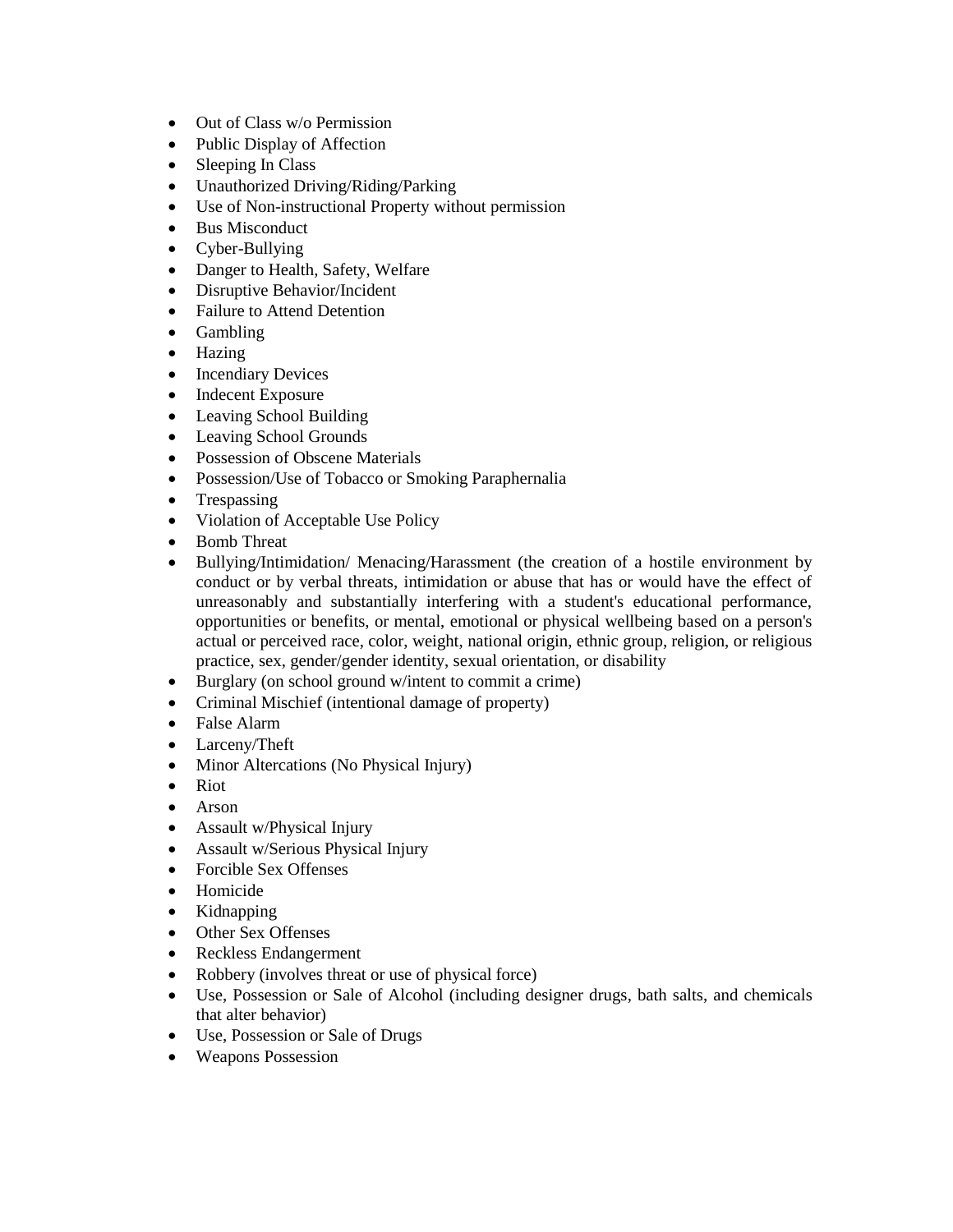- Out of Class w/o Permission
- Public Display of Affection
- Sleeping In Class
- Unauthorized Driving/Riding/Parking
- Use of Non-instructional Property without permission
- Bus Misconduct
- Cyber-Bullying
- Danger to Health, Safety, Welfare
- Disruptive Behavior/Incident
- Failure to Attend Detention
- Gambling
- Hazing
- Incendiary Devices
- Indecent Exposure
- Leaving School Building
- Leaving School Grounds
- Possession of Obscene Materials
- Possession/Use of Tobacco or Smoking Paraphernalia
- Trespassing
- Violation of Acceptable Use Policy
- Bomb Threat
- Bullying/Intimidation/ Menacing/Harassment (the creation of a hostile environment by conduct or by verbal threats, intimidation or abuse that has or would have the effect of unreasonably and substantially interfering with a student's educational performance, opportunities or benefits, or mental, emotional or physical wellbeing based on a person's actual or perceived race, color, weight, national origin, ethnic group, religion, or religious practice, sex, gender/gender identity, sexual orientation, or disability
- Burglary (on school ground w/intent to commit a crime)
- Criminal Mischief (intentional damage of property)
- False Alarm
- Larceny/Theft
- Minor Altercations (No Physical Injury)
- Riot
- Arson
- Assault w/Physical Injury
- Assault w/Serious Physical Injury
- Forcible Sex Offenses
- Homicide
- Kidnapping
- Other Sex Offenses
- Reckless Endangerment
- Robbery (involves threat or use of physical force)
- Use, Possession or Sale of Alcohol (including designer drugs, bath salts, and chemicals that alter behavior)
- Use, Possession or Sale of Drugs
- Weapons Possession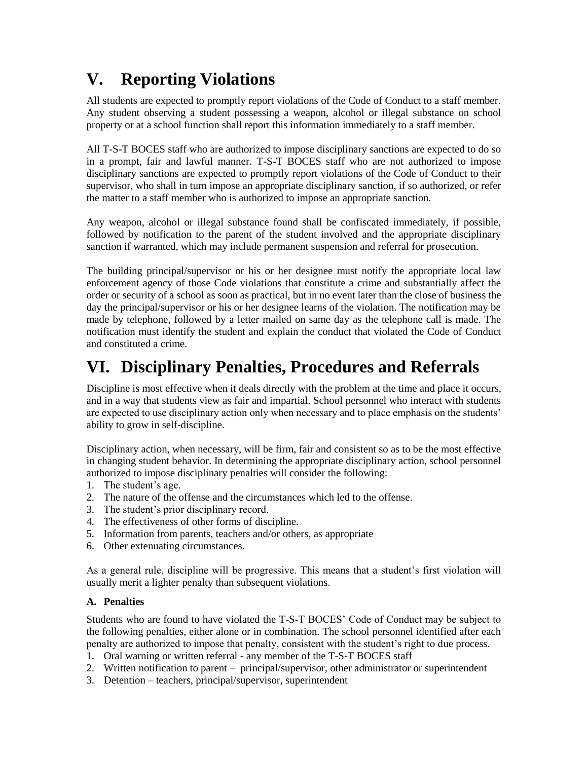# V. Reporting Violations

All students are expected to promptly report violations of the Code of Conduct to a staff member. Any student observing a student possessing a weapon, alcohol or illegal substance on school property or at a school function shall report this information immediately to a staff member.

All T-S-T BOCES staff who are authorized to impose disciplinary sanctions are expected to do so in a prompt, fair and lawful manner. T-S-T BOCES staff who are not authorized to impose disciplinary sanctions are expected to promptly report violations of the Code of Conduct to their supervisor, who shall in turn impose an appropriate disciplinary sanction, if so authorized, or refer the matter to a staff member who is authorized to impose an appropriate sanction.

Any weapon, alcohol or illegal substance found shall be confiscated immediately, if possible, followed by notification to the parent of the student involved and the appropriate disciplinary sanction if warranted, which may include permanent suspension and referral for prosecution.

The building principal/supervisor or his or her designee must notify the appropriate local law enforcement agency of those Code violations that constitute a crime and substantially affect the order or security of a school as soon as practical, but in no event later than the close of business the day the principal/supervisor or his or her designee learns of the violation. The notification may be made by telephone, followed by a letter mailed on same day as the telephone call is made. The notification must identify the student and explain the conduct that violated the Code of Conduct and constituted a crime.

# VI. Disciplinary Penalties, Procedures and Referrals

Discipline is most effective when it deals directly with the problem at the time and place it occurs, and in a way that students view as fair and impartial. School personnel who interact with students are expected to use disciplinary action only when necessary and to place emphasis on the students' ability to grow in self-discipline.

Disciplinary action, when necessary, will be firm, fair and consistent so as to be the most effective in changing student behavior. In determining the appropriate disciplinary action, school personnel authorized to impose disciplinary penalties will consider the following:

1. The student's age.
2. The nature of the offense and the circumstances which led to the offense.
3. The student's prior disciplinary record.
4. The effectiveness of other forms of discipline.
5. Information from parents, teachers and/or others, as appropriate
6. Other extenuating circumstances.

As a general rule, discipline will be progressive. This means that a student's first violation will usually merit a lighter penalty than subsequent violations.

### A. Penalties

Students who are found to have violated the T-S-T BOCES' Code of Conduct may be subject to the following penalties, either alone or in combination. The school personnel identified after each penalty are authorized to impose that penalty, consistent with the student's right to due process.

1. Oral warning or written referral - any member of the T-S-T BOCES staff
2. Written notification to parent – principal/supervisor, other administrator or superintendent
3. Detention – teachers, principal/supervisor, superintendent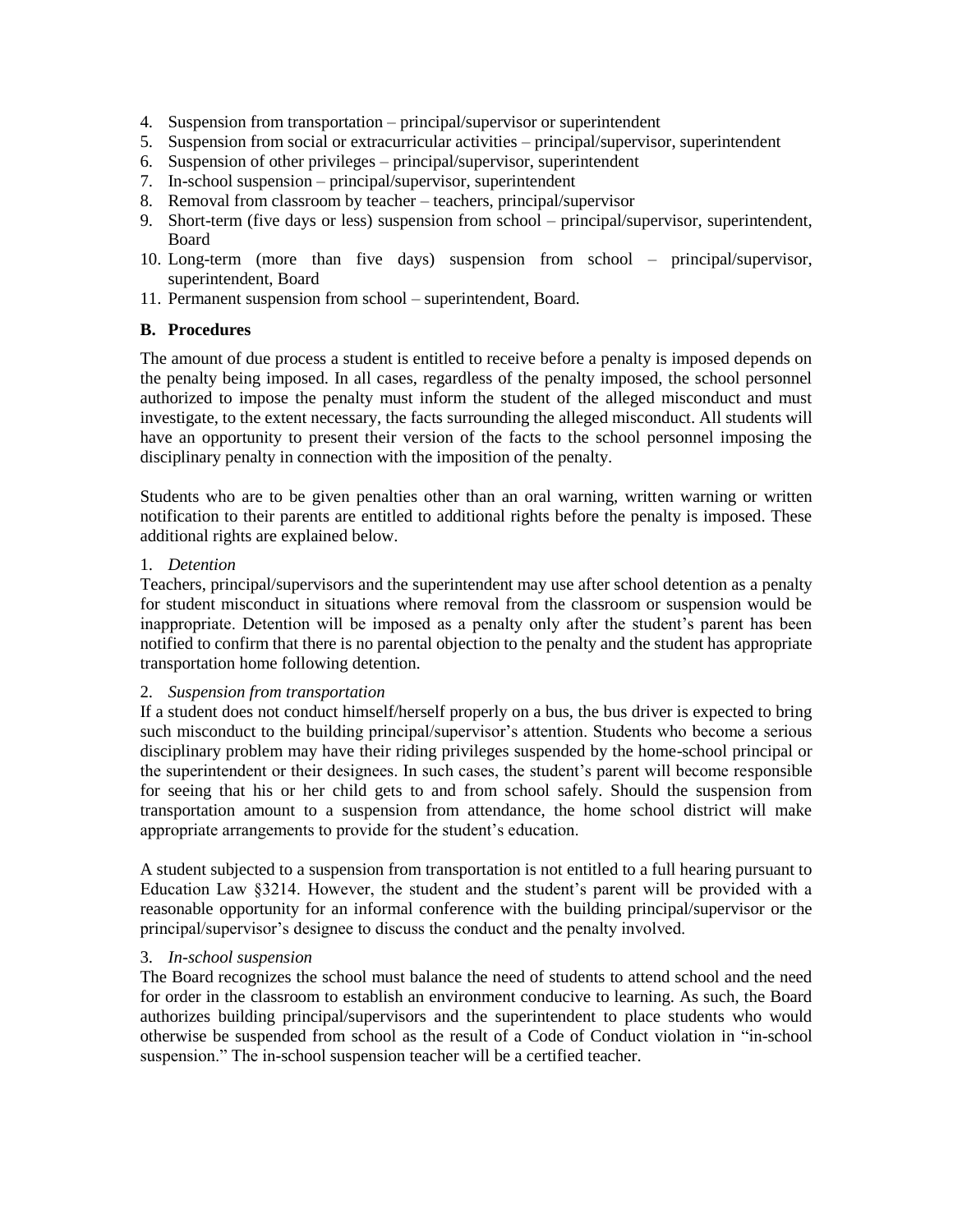4. Suspension from transportation – principal/supervisor or superintendent
5. Suspension from social or extracurricular activities – principal/supervisor, superintendent
6. Suspension of other privileges – principal/supervisor, superintendent
7. In-school suspension – principal/supervisor, superintendent
8. Removal from classroom by teacher – teachers, principal/supervisor
9. Short-term (five days or less) suspension from school – principal/supervisor, superintendent, Board
10. Long-term (more than five days) suspension from school – principal/supervisor, superintendent, Board
11. Permanent suspension from school – superintendent, Board.

**B. Procedures**

The amount of due process a student is entitled to receive before a penalty is imposed depends on the penalty being imposed. In all cases, regardless of the penalty imposed, the school personnel authorized to impose the penalty must inform the student of the alleged misconduct and must investigate, to the extent necessary, the facts surrounding the alleged misconduct. All students will have an opportunity to present their version of the facts to the school personnel imposing the disciplinary penalty in connection with the imposition of the penalty.

Students who are to be given penalties other than an oral warning, written warning or written notification to their parents are entitled to additional rights before the penalty is imposed. These additional rights are explained below.

1. *Detention*

Teachers, principal/supervisors and the superintendent may use after school detention as a penalty for student misconduct in situations where removal from the classroom or suspension would be inappropriate. Detention will be imposed as a penalty only after the student's parent has been notified to confirm that there is no parental objection to the penalty and the student has appropriate transportation home following detention.

2. *Suspension from transportation*

If a student does not conduct himself/herself properly on a bus, the bus driver is expected to bring such misconduct to the building principal/supervisor's attention. Students who become a serious disciplinary problem may have their riding privileges suspended by the home-school principal or the superintendent or their designees. In such cases, the student's parent will become responsible for seeing that his or her child gets to and from school safely. Should the suspension from transportation amount to a suspension from attendance, the home school district will make appropriate arrangements to provide for the student's education.

A student subjected to a suspension from transportation is not entitled to a full hearing pursuant to Education Law §3214. However, the student and the student's parent will be provided with a reasonable opportunity for an informal conference with the building principal/supervisor or the principal/supervisor's designee to discuss the conduct and the penalty involved.

3. *In-school suspension*

The Board recognizes the school must balance the need of students to attend school and the need for order in the classroom to establish an environment conducive to learning. As such, the Board authorizes building principal/supervisors and the superintendent to place students who would otherwise be suspended from school as the result of a Code of Conduct violation in "in-school suspension." The in-school suspension teacher will be a certified teacher.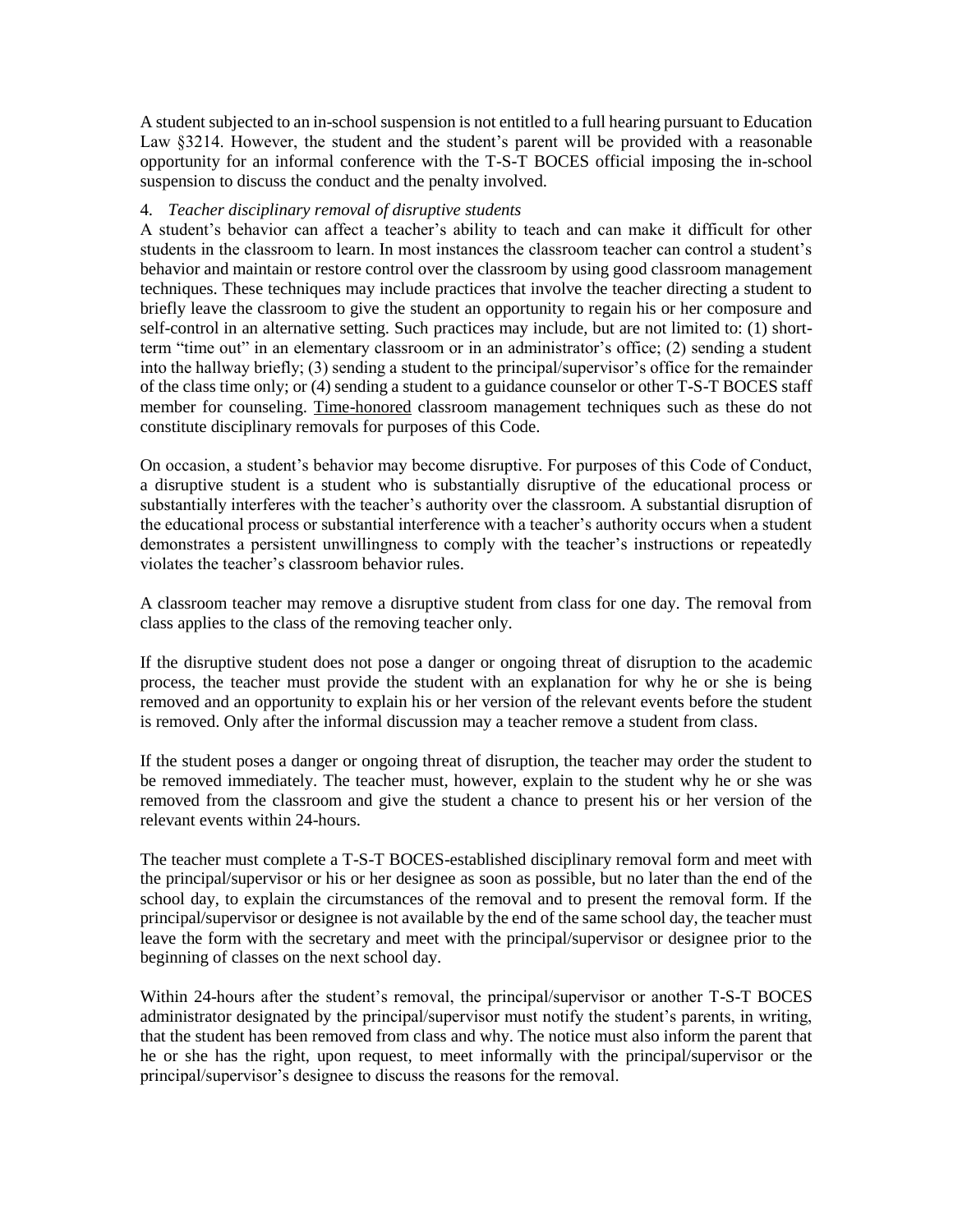A student subjected to an in-school suspension is not entitled to a full hearing pursuant to Education Law §3214. However, the student and the student's parent will be provided with a reasonable opportunity for an informal conference with the T-S-T BOCES official imposing the in-school suspension to discuss the conduct and the penalty involved.

4. *Teacher disciplinary removal of disruptive students*

A student's behavior can affect a teacher's ability to teach and can make it difficult for other students in the classroom to learn. In most instances the classroom teacher can control a student's behavior and maintain or restore control over the classroom by using good classroom management techniques. These techniques may include practices that involve the teacher directing a student to briefly leave the classroom to give the student an opportunity to regain his or her composure and self-control in an alternative setting. Such practices may include, but are not limited to: (1) short-term "time out" in an elementary classroom or in an administrator's office; (2) sending a student into the hallway briefly; (3) sending a student to the principal/supervisor's office for the remainder of the class time only; or (4) sending a student to a guidance counselor or other T-S-T BOCES staff member for counseling. Time-honored classroom management techniques such as these do not constitute disciplinary removals for purposes of this Code.

On occasion, a student's behavior may become disruptive. For purposes of this Code of Conduct, a disruptive student is a student who is substantially disruptive of the educational process or substantially interferes with the teacher's authority over the classroom. A substantial disruption of the educational process or substantial interference with a teacher's authority occurs when a student demonstrates a persistent unwillingness to comply with the teacher's instructions or repeatedly violates the teacher's classroom behavior rules.

A classroom teacher may remove a disruptive student from class for one day. The removal from class applies to the class of the removing teacher only.

If the disruptive student does not pose a danger or ongoing threat of disruption to the academic process, the teacher must provide the student with an explanation for why he or she is being removed and an opportunity to explain his or her version of the relevant events before the student is removed. Only after the informal discussion may a teacher remove a student from class.

If the student poses a danger or ongoing threat of disruption, the teacher may order the student to be removed immediately. The teacher must, however, explain to the student why he or she was removed from the classroom and give the student a chance to present his or her version of the relevant events within 24-hours.

The teacher must complete a T-S-T BOCES-established disciplinary removal form and meet with the principal/supervisor or his or her designee as soon as possible, but no later than the end of the school day, to explain the circumstances of the removal and to present the removal form. If the principal/supervisor or designee is not available by the end of the same school day, the teacher must leave the form with the secretary and meet with the principal/supervisor or designee prior to the beginning of classes on the next school day.

Within 24-hours after the student's removal, the principal/supervisor or another T-S-T BOCES administrator designated by the principal/supervisor must notify the student's parents, in writing, that the student has been removed from class and why. The notice must also inform the parent that he or she has the right, upon request, to meet informally with the principal/supervisor or the principal/supervisor's designee to discuss the reasons for the removal.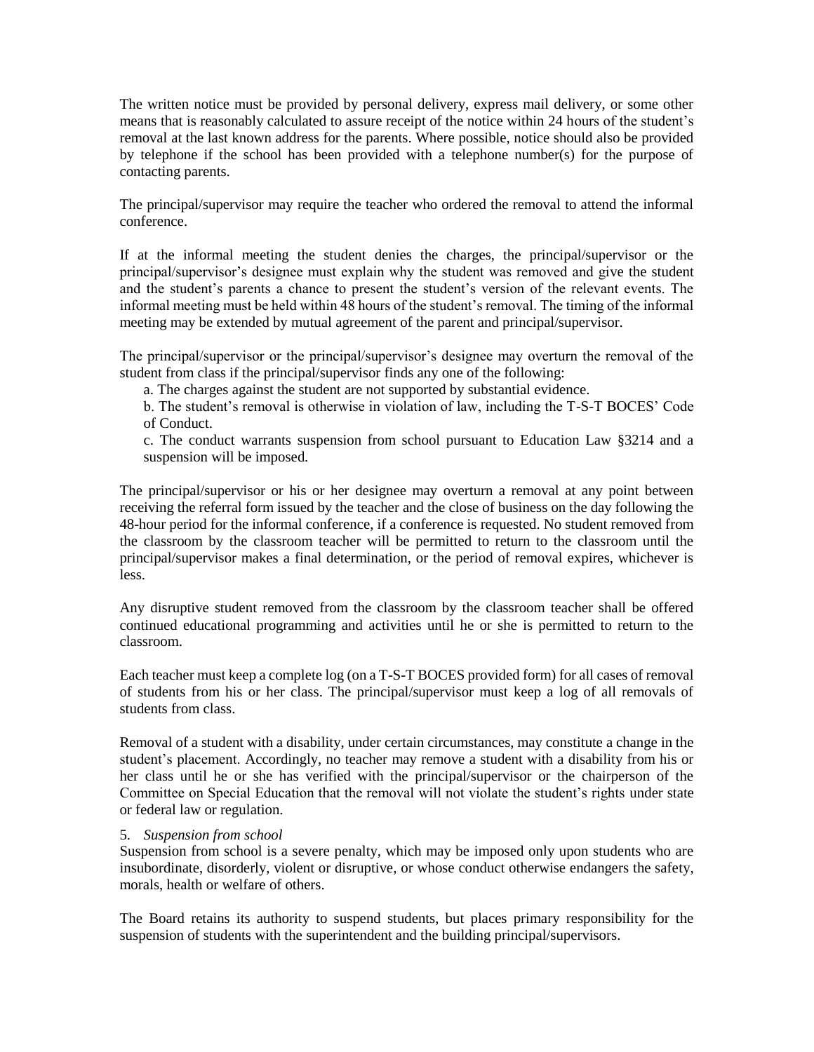The written notice must be provided by personal delivery, express mail delivery, or some other means that is reasonably calculated to assure receipt of the notice within 24 hours of the student's removal at the last known address for the parents. Where possible, notice should also be provided by telephone if the school has been provided with a telephone number(s) for the purpose of contacting parents.

The principal/supervisor may require the teacher who ordered the removal to attend the informal conference.

If at the informal meeting the student denies the charges, the principal/supervisor or the principal/supervisor's designee must explain why the student was removed and give the student and the student's parents a chance to present the student's version of the relevant events. The informal meeting must be held within 48 hours of the student's removal. The timing of the informal meeting may be extended by mutual agreement of the parent and principal/supervisor.

The principal/supervisor or the principal/supervisor's designee may overturn the removal of the student from class if the principal/supervisor finds any one of the following:

a. The charges against the student are not supported by substantial evidence.

b. The student's removal is otherwise in violation of law, including the T-S-T BOCES' Code of Conduct.

c. The conduct warrants suspension from school pursuant to Education Law §3214 and a suspension will be imposed.

The principal/supervisor or his or her designee may overturn a removal at any point between receiving the referral form issued by the teacher and the close of business on the day following the 48-hour period for the informal conference, if a conference is requested. No student removed from the classroom by the classroom teacher will be permitted to return to the classroom until the principal/supervisor makes a final determination, or the period of removal expires, whichever is less.

Any disruptive student removed from the classroom by the classroom teacher shall be offered continued educational programming and activities until he or she is permitted to return to the classroom.

Each teacher must keep a complete log (on a T-S-T BOCES provided form) for all cases of removal of students from his or her class. The principal/supervisor must keep a log of all removals of students from class.

Removal of a student with a disability, under certain circumstances, may constitute a change in the student's placement. Accordingly, no teacher may remove a student with a disability from his or her class until he or she has verified with the principal/supervisor or the chairperson of the Committee on Special Education that the removal will not violate the student's rights under state or federal law or regulation.

5. *Suspension from school*

Suspension from school is a severe penalty, which may be imposed only upon students who are insubordinate, disorderly, violent or disruptive, or whose conduct otherwise endangers the safety, morals, health or welfare of others.

The Board retains its authority to suspend students, but places primary responsibility for the suspension of students with the superintendent and the building principal/supervisors.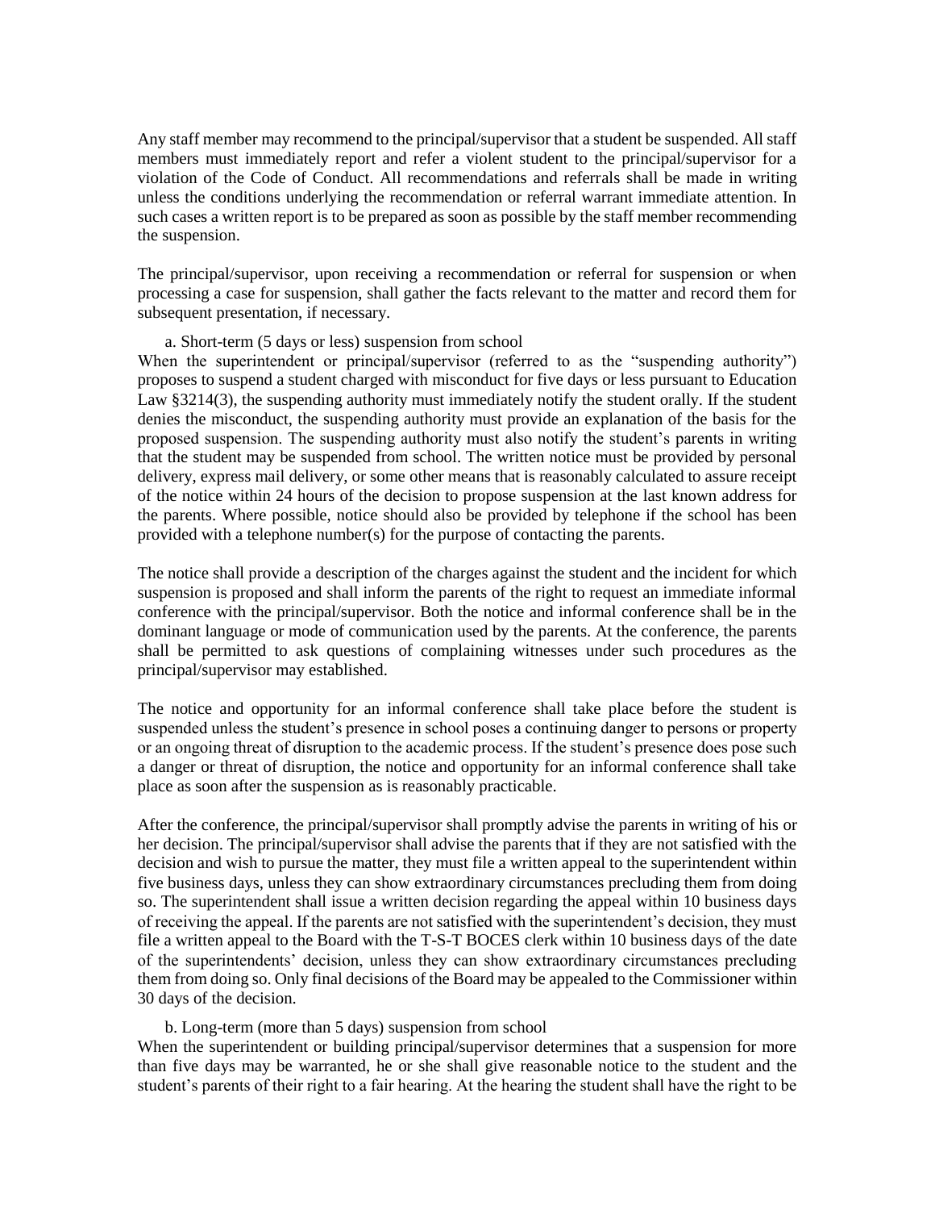Any staff member may recommend to the principal/supervisor that a student be suspended. All staff members must immediately report and refer a violent student to the principal/supervisor for a violation of the Code of Conduct. All recommendations and referrals shall be made in writing unless the conditions underlying the recommendation or referral warrant immediate attention. In such cases a written report is to be prepared as soon as possible by the staff member recommending the suspension.

The principal/supervisor, upon receiving a recommendation or referral for suspension or when processing a case for suspension, shall gather the facts relevant to the matter and record them for subsequent presentation, if necessary.

a. Short-term (5 days or less) suspension from school

When the superintendent or principal/supervisor (referred to as the "suspending authority") proposes to suspend a student charged with misconduct for five days or less pursuant to Education Law §3214(3), the suspending authority must immediately notify the student orally. If the student denies the misconduct, the suspending authority must provide an explanation of the basis for the proposed suspension. The suspending authority must also notify the student's parents in writing that the student may be suspended from school. The written notice must be provided by personal delivery, express mail delivery, or some other means that is reasonably calculated to assure receipt of the notice within 24 hours of the decision to propose suspension at the last known address for the parents. Where possible, notice should also be provided by telephone if the school has been provided with a telephone number(s) for the purpose of contacting the parents.

The notice shall provide a description of the charges against the student and the incident for which suspension is proposed and shall inform the parents of the right to request an immediate informal conference with the principal/supervisor. Both the notice and informal conference shall be in the dominant language or mode of communication used by the parents. At the conference, the parents shall be permitted to ask questions of complaining witnesses under such procedures as the principal/supervisor may established.

The notice and opportunity for an informal conference shall take place before the student is suspended unless the student's presence in school poses a continuing danger to persons or property or an ongoing threat of disruption to the academic process. If the student's presence does pose such a danger or threat of disruption, the notice and opportunity for an informal conference shall take place as soon after the suspension as is reasonably practicable.

After the conference, the principal/supervisor shall promptly advise the parents in writing of his or her decision. The principal/supervisor shall advise the parents that if they are not satisfied with the decision and wish to pursue the matter, they must file a written appeal to the superintendent within five business days, unless they can show extraordinary circumstances precluding them from doing so. The superintendent shall issue a written decision regarding the appeal within 10 business days of receiving the appeal. If the parents are not satisfied with the superintendent's decision, they must file a written appeal to the Board with the T-S-T BOCES clerk within 10 business days of the date of the superintendents' decision, unless they can show extraordinary circumstances precluding them from doing so. Only final decisions of the Board may be appealed to the Commissioner within 30 days of the decision.

b. Long-term (more than 5 days) suspension from school

When the superintendent or building principal/supervisor determines that a suspension for more than five days may be warranted, he or she shall give reasonable notice to the student and the student's parents of their right to a fair hearing. At the hearing the student shall have the right to be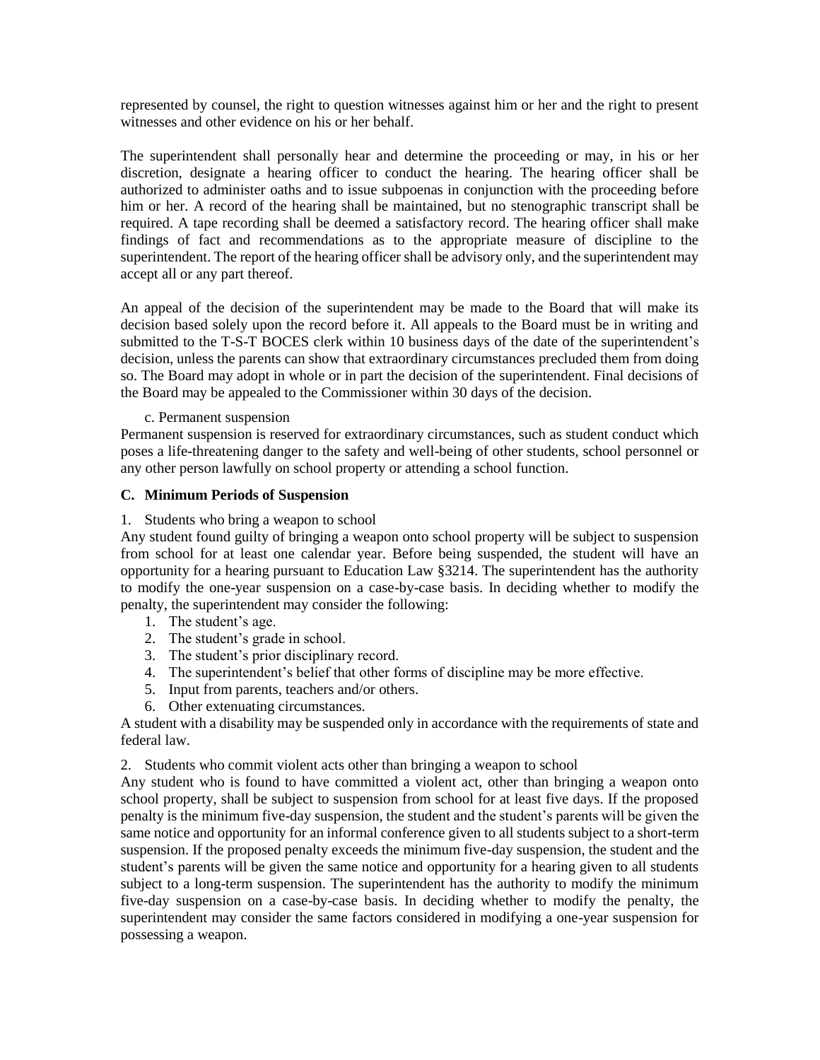represented by counsel, the right to question witnesses against him or her and the right to present witnesses and other evidence on his or her behalf.

The superintendent shall personally hear and determine the proceeding or may, in his or her discretion, designate a hearing officer to conduct the hearing. The hearing officer shall be authorized to administer oaths and to issue subpoenas in conjunction with the proceeding before him or her. A record of the hearing shall be maintained, but no stenographic transcript shall be required. A tape recording shall be deemed a satisfactory record. The hearing officer shall make findings of fact and recommendations as to the appropriate measure of discipline to the superintendent. The report of the hearing officer shall be advisory only, and the superintendent may accept all or any part thereof.

An appeal of the decision of the superintendent may be made to the Board that will make its decision based solely upon the record before it. All appeals to the Board must be in writing and submitted to the T-S-T BOCES clerk within 10 business days of the date of the superintendent's decision, unless the parents can show that extraordinary circumstances precluded them from doing so. The Board may adopt in whole or in part the decision of the superintendent. Final decisions of the Board may be appealed to the Commissioner within 30 days of the decision.

c. Permanent suspension

Permanent suspension is reserved for extraordinary circumstances, such as student conduct which poses a life-threatening danger to the safety and well-being of other students, school personnel or any other person lawfully on school property or attending a school function.

### C. Minimum Periods of Suspension

1. Students who bring a weapon to school

Any student found guilty of bringing a weapon onto school property will be subject to suspension from school for at least one calendar year. Before being suspended, the student will have an opportunity for a hearing pursuant to Education Law §3214. The superintendent has the authority to modify the one-year suspension on a case-by-case basis. In deciding whether to modify the penalty, the superintendent may consider the following:

1. The student's age.
2. The student's grade in school.
3. The student's prior disciplinary record.
4. The superintendent's belief that other forms of discipline may be more effective.
5. Input from parents, teachers and/or others.
6. Other extenuating circumstances.

A student with a disability may be suspended only in accordance with the requirements of state and federal law.

2. Students who commit violent acts other than bringing a weapon to school

Any student who is found to have committed a violent act, other than bringing a weapon onto school property, shall be subject to suspension from school for at least five days. If the proposed penalty is the minimum five-day suspension, the student and the student's parents will be given the same notice and opportunity for an informal conference given to all students subject to a short-term suspension. If the proposed penalty exceeds the minimum five-day suspension, the student and the student's parents will be given the same notice and opportunity for a hearing given to all students subject to a long-term suspension. The superintendent has the authority to modify the minimum five-day suspension on a case-by-case basis. In deciding whether to modify the penalty, the superintendent may consider the same factors considered in modifying a one-year suspension for possessing a weapon.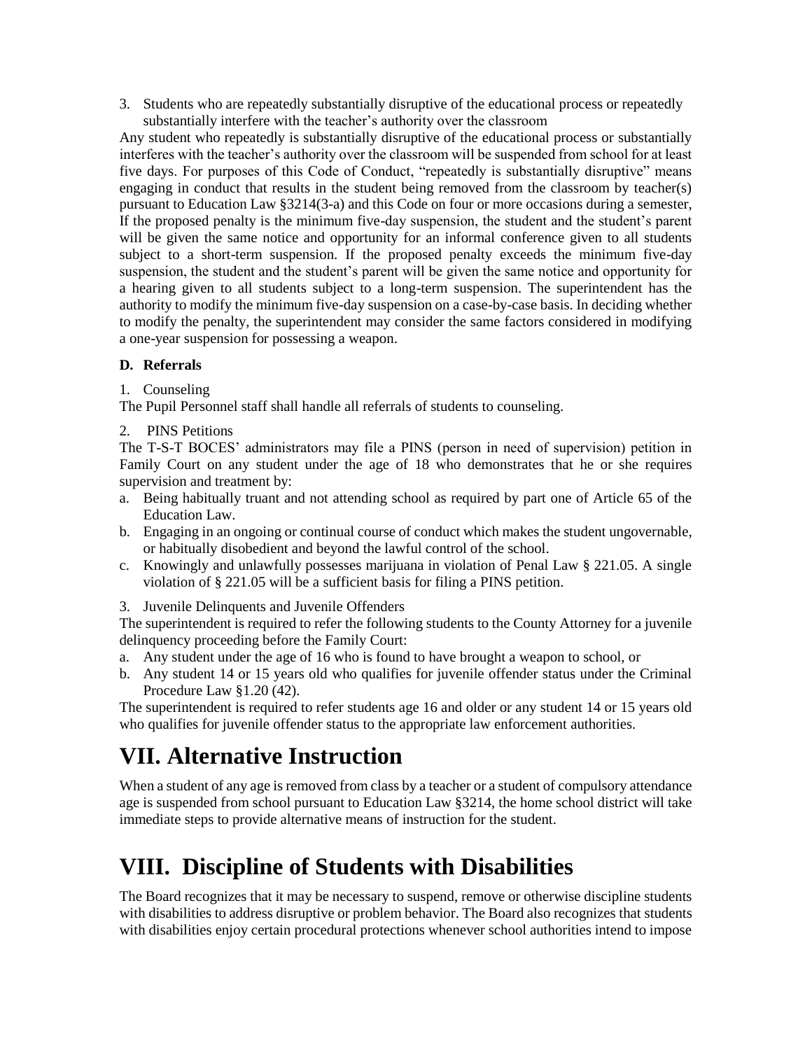3. Students who are repeatedly substantially disruptive of the educational process or repeatedly substantially interfere with the teacher's authority over the classroom

Any student who repeatedly is substantially disruptive of the educational process or substantially interferes with the teacher's authority over the classroom will be suspended from school for at least five days. For purposes of this Code of Conduct, "repeatedly is substantially disruptive" means engaging in conduct that results in the student being removed from the classroom by teacher(s) pursuant to Education Law §3214(3-a) and this Code on four or more occasions during a semester, If the proposed penalty is the minimum five-day suspension, the student and the student's parent will be given the same notice and opportunity for an informal conference given to all students subject to a short-term suspension. If the proposed penalty exceeds the minimum five-day suspension, the student and the student's parent will be given the same notice and opportunity for a hearing given to all students subject to a long-term suspension. The superintendent has the authority to modify the minimum five-day suspension on a case-by-case basis. In deciding whether to modify the penalty, the superintendent may consider the same factors considered in modifying a one-year suspension for possessing a weapon.

**D. Referrals**

1. Counseling

The Pupil Personnel staff shall handle all referrals of students to counseling.

2. PINS Petitions

The T-S-T BOCES' administrators may file a PINS (person in need of supervision) petition in Family Court on any student under the age of 18 who demonstrates that he or she requires supervision and treatment by:

a. Being habitually truant and not attending school as required by part one of Article 65 of the Education Law.
b. Engaging in an ongoing or continual course of conduct which makes the student ungovernable, or habitually disobedient and beyond the lawful control of the school.
c. Knowingly and unlawfully possesses marijuana in violation of Penal Law § 221.05. A single violation of § 221.05 will be a sufficient basis for filing a PINS petition.

3. Juvenile Delinquents and Juvenile Offenders

The superintendent is required to refer the following students to the County Attorney for a juvenile delinquency proceeding before the Family Court:

a. Any student under the age of 16 who is found to have brought a weapon to school, or
b. Any student 14 or 15 years old who qualifies for juvenile offender status under the Criminal Procedure Law §1.20 (42).

The superintendent is required to refer students age 16 and older or any student 14 or 15 years old who qualifies for juvenile offender status to the appropriate law enforcement authorities.

# VII. Alternative Instruction

When a student of any age is removed from class by a teacher or a student of compulsory attendance age is suspended from school pursuant to Education Law §3214, the home school district will take immediate steps to provide alternative means of instruction for the student.

# VIII. Discipline of Students with Disabilities

The Board recognizes that it may be necessary to suspend, remove or otherwise discipline students with disabilities to address disruptive or problem behavior. The Board also recognizes that students with disabilities enjoy certain procedural protections whenever school authorities intend to impose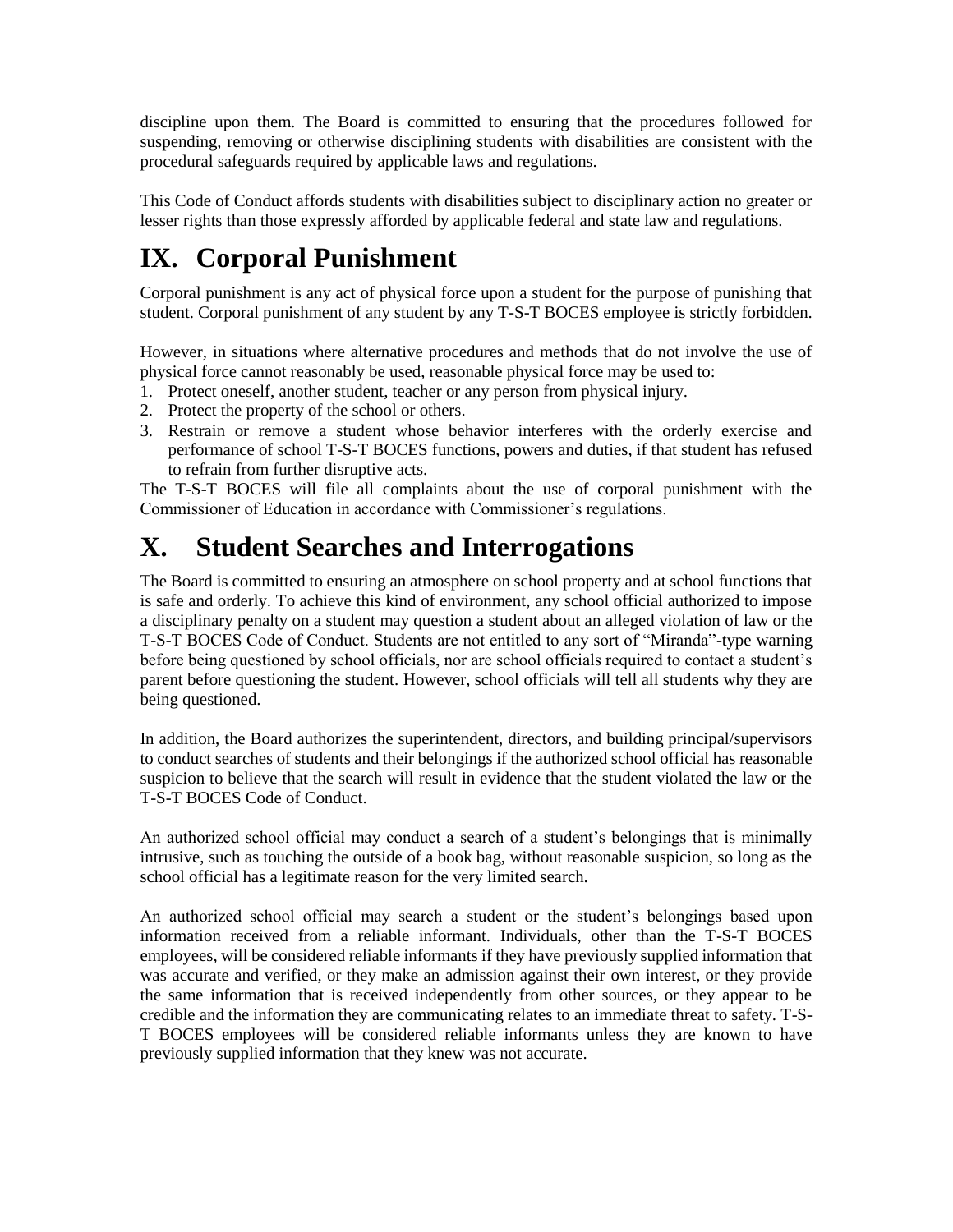discipline upon them. The Board is committed to ensuring that the procedures followed for suspending, removing or otherwise disciplining students with disabilities are consistent with the procedural safeguards required by applicable laws and regulations.

This Code of Conduct affords students with disabilities subject to disciplinary action no greater or lesser rights than those expressly afforded by applicable federal and state law and regulations.

# IX. Corporal Punishment

Corporal punishment is any act of physical force upon a student for the purpose of punishing that student. Corporal punishment of any student by any T-S-T BOCES employee is strictly forbidden.

However, in situations where alternative procedures and methods that do not involve the use of physical force cannot reasonably be used, reasonable physical force may be used to:

1. Protect oneself, another student, teacher or any person from physical injury.
2. Protect the property of the school or others.
3. Restrain or remove a student whose behavior interferes with the orderly exercise and performance of school T-S-T BOCES functions, powers and duties, if that student has refused to refrain from further disruptive acts.

The T-S-T BOCES will file all complaints about the use of corporal punishment with the Commissioner of Education in accordance with Commissioner's regulations.

# X. Student Searches and Interrogations

The Board is committed to ensuring an atmosphere on school property and at school functions that is safe and orderly. To achieve this kind of environment, any school official authorized to impose a disciplinary penalty on a student may question a student about an alleged violation of law or the T-S-T BOCES Code of Conduct. Students are not entitled to any sort of "Miranda"-type warning before being questioned by school officials, nor are school officials required to contact a student's parent before questioning the student. However, school officials will tell all students why they are being questioned.

In addition, the Board authorizes the superintendent, directors, and building principal/supervisors to conduct searches of students and their belongings if the authorized school official has reasonable suspicion to believe that the search will result in evidence that the student violated the law or the T-S-T BOCES Code of Conduct.

An authorized school official may conduct a search of a student's belongings that is minimally intrusive, such as touching the outside of a book bag, without reasonable suspicion, so long as the school official has a legitimate reason for the very limited search.

An authorized school official may search a student or the student's belongings based upon information received from a reliable informant. Individuals, other than the T-S-T BOCES employees, will be considered reliable informants if they have previously supplied information that was accurate and verified, or they make an admission against their own interest, or they provide the same information that is received independently from other sources, or they appear to be credible and the information they are communicating relates to an immediate threat to safety. T-S-T BOCES employees will be considered reliable informants unless they are known to have previously supplied information that they knew was not accurate.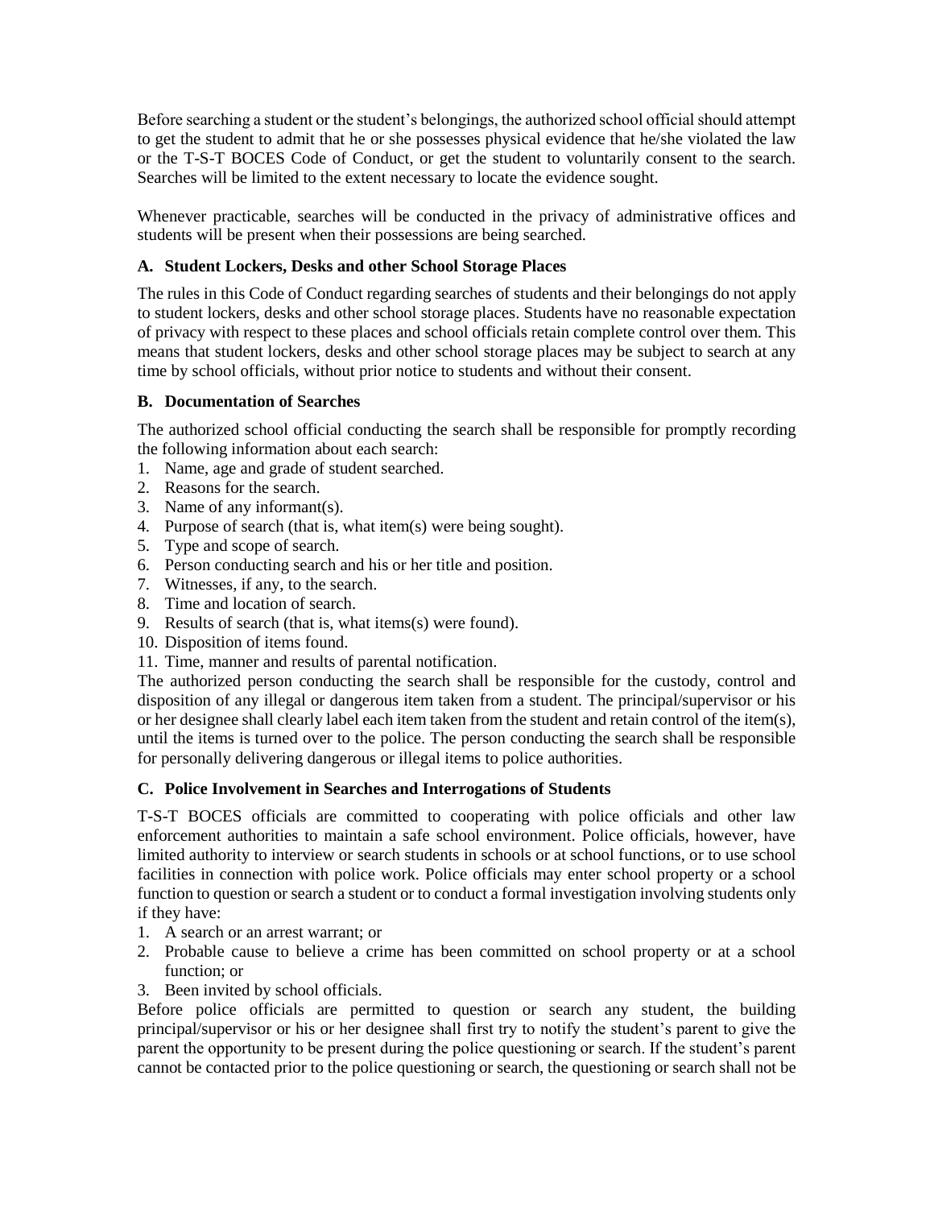Before searching a student or the student's belongings, the authorized school official should attempt to get the student to admit that he or she possesses physical evidence that he/she violated the law or the T-S-T BOCES Code of Conduct, or get the student to voluntarily consent to the search. Searches will be limited to the extent necessary to locate the evidence sought.

Whenever practicable, searches will be conducted in the privacy of administrative offices and students will be present when their possessions are being searched.

### A. Student Lockers, Desks and other School Storage Places

The rules in this Code of Conduct regarding searches of students and their belongings do not apply to student lockers, desks and other school storage places. Students have no reasonable expectation of privacy with respect to these places and school officials retain complete control over them. This means that student lockers, desks and other school storage places may be subject to search at any time by school officials, without prior notice to students and without their consent.

### B. Documentation of Searches

The authorized school official conducting the search shall be responsible for promptly recording the following information about each search:

1. Name, age and grade of student searched.
2. Reasons for the search.
3. Name of any informant(s).
4. Purpose of search (that is, what item(s) were being sought).
5. Type and scope of search.
6. Person conducting search and his or her title and position.
7. Witnesses, if any, to the search.
8. Time and location of search.
9. Results of search (that is, what items(s) were found).
10. Disposition of items found.
11. Time, manner and results of parental notification.

The authorized person conducting the search shall be responsible for the custody, control and disposition of any illegal or dangerous item taken from a student. The principal/supervisor or his or her designee shall clearly label each item taken from the student and retain control of the item(s), until the items is turned over to the police. The person conducting the search shall be responsible for personally delivering dangerous or illegal items to police authorities.

### C. Police Involvement in Searches and Interrogations of Students

T-S-T BOCES officials are committed to cooperating with police officials and other law enforcement authorities to maintain a safe school environment. Police officials, however, have limited authority to interview or search students in schools or at school functions, or to use school facilities in connection with police work. Police officials may enter school property or a school function to question or search a student or to conduct a formal investigation involving students only if they have:

1. A search or an arrest warrant; or
2. Probable cause to believe a crime has been committed on school property or at a school function; or
3. Been invited by school officials.

Before police officials are permitted to question or search any student, the building principal/supervisor or his or her designee shall first try to notify the student's parent to give the parent the opportunity to be present during the police questioning or search. If the student's parent cannot be contacted prior to the police questioning or search, the questioning or search shall not be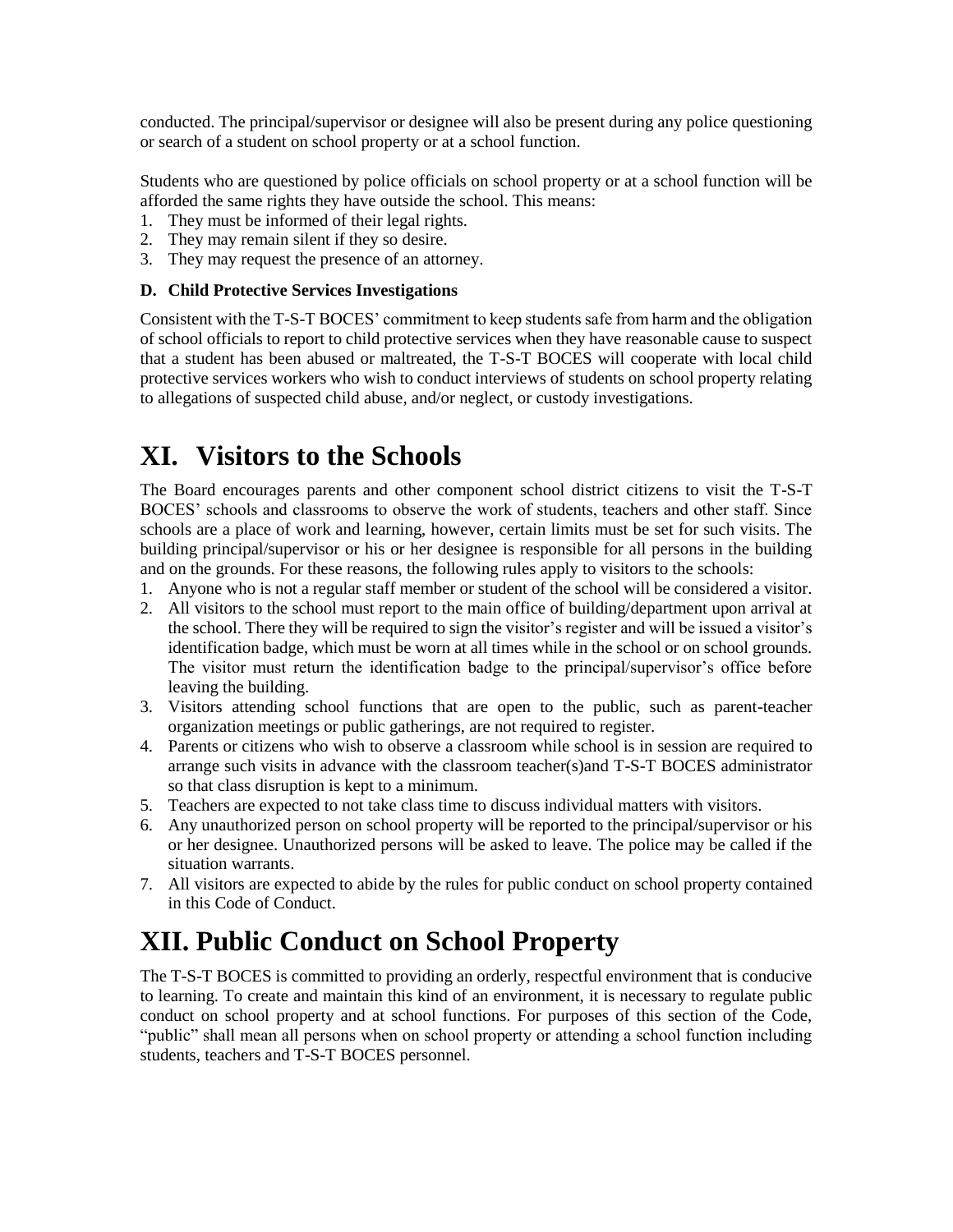conducted. The principal/supervisor or designee will also be present during any police questioning or search of a student on school property or at a school function.

Students who are questioned by police officials on school property or at a school function will be afforded the same rights they have outside the school. This means:

1. They must be informed of their legal rights.
2. They may remain silent if they so desire.
3. They may request the presence of an attorney.

### D. Child Protective Services Investigations

Consistent with the T-S-T BOCES' commitment to keep students safe from harm and the obligation of school officials to report to child protective services when they have reasonable cause to suspect that a student has been abused or maltreated, the T-S-T BOCES will cooperate with local child protective services workers who wish to conduct interviews of students on school property relating to allegations of suspected child abuse, and/or neglect, or custody investigations.

# XI. Visitors to the Schools

The Board encourages parents and other component school district citizens to visit the T-S-T BOCES' schools and classrooms to observe the work of students, teachers and other staff. Since schools are a place of work and learning, however, certain limits must be set for such visits. The building principal/supervisor or his or her designee is responsible for all persons in the building and on the grounds. For these reasons, the following rules apply to visitors to the schools:

1. Anyone who is not a regular staff member or student of the school will be considered a visitor.
2. All visitors to the school must report to the main office of building/department upon arrival at the school. There they will be required to sign the visitor's register and will be issued a visitor's identification badge, which must be worn at all times while in the school or on school grounds. The visitor must return the identification badge to the principal/supervisor's office before leaving the building.
3. Visitors attending school functions that are open to the public, such as parent-teacher organization meetings or public gatherings, are not required to register.
4. Parents or citizens who wish to observe a classroom while school is in session are required to arrange such visits in advance with the classroom teacher(s)and T-S-T BOCES administrator so that class disruption is kept to a minimum.
5. Teachers are expected to not take class time to discuss individual matters with visitors.
6. Any unauthorized person on school property will be reported to the principal/supervisor or his or her designee. Unauthorized persons will be asked to leave. The police may be called if the situation warrants.
7. All visitors are expected to abide by the rules for public conduct on school property contained in this Code of Conduct.

# XII. Public Conduct on School Property

The T-S-T BOCES is committed to providing an orderly, respectful environment that is conducive to learning. To create and maintain this kind of an environment, it is necessary to regulate public conduct on school property and at school functions. For purposes of this section of the Code, "public" shall mean all persons when on school property or attending a school function including students, teachers and T-S-T BOCES personnel.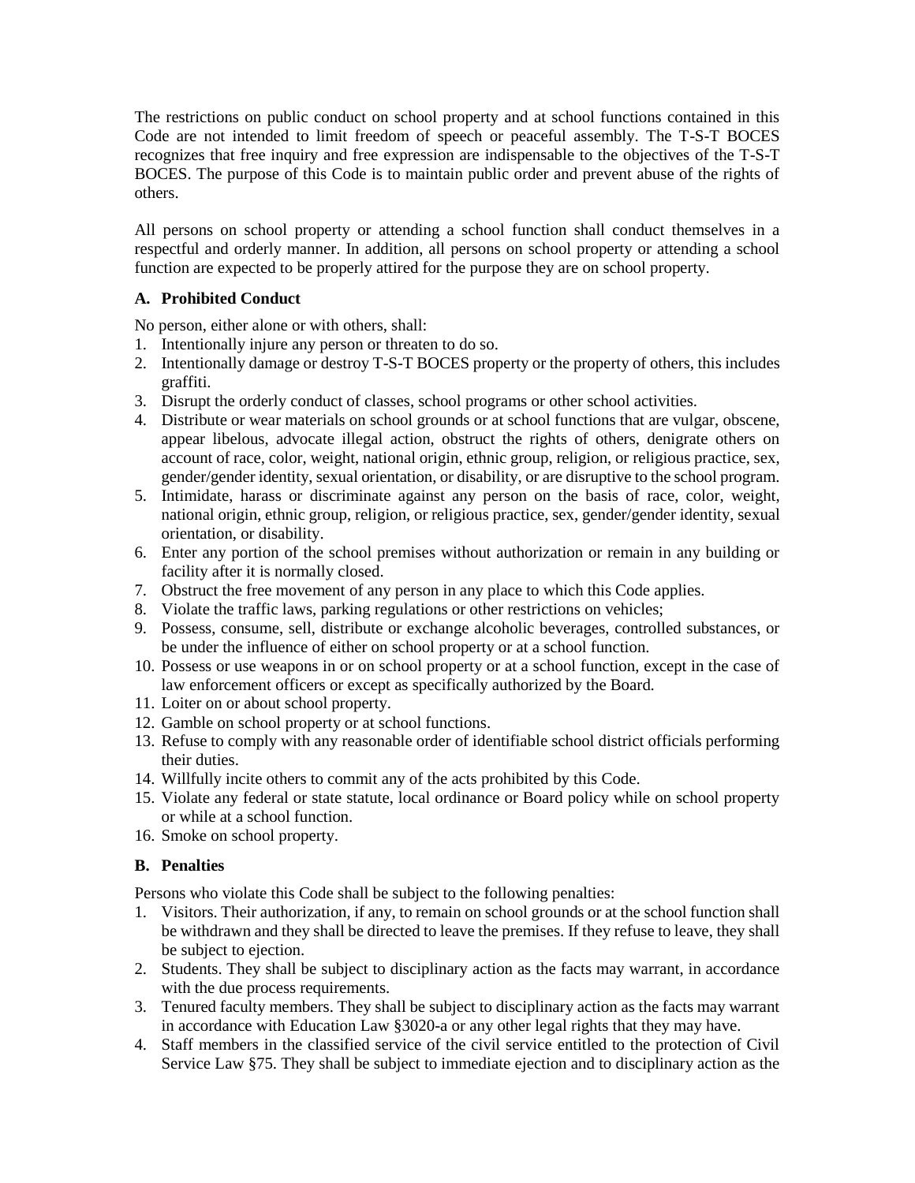The restrictions on public conduct on school property and at school functions contained in this Code are not intended to limit freedom of speech or peaceful assembly. The T-S-T BOCES recognizes that free inquiry and free expression are indispensable to the objectives of the T-S-T BOCES. The purpose of this Code is to maintain public order and prevent abuse of the rights of others.

All persons on school property or attending a school function shall conduct themselves in a respectful and orderly manner. In addition, all persons on school property or attending a school function are expected to be properly attired for the purpose they are on school property.

**A. Prohibited Conduct**

No person, either alone or with others, shall:

1. Intentionally injure any person or threaten to do so.
2. Intentionally damage or destroy T-S-T BOCES property or the property of others, this includes graffiti.
3. Disrupt the orderly conduct of classes, school programs or other school activities.
4. Distribute or wear materials on school grounds or at school functions that are vulgar, obscene, appear libelous, advocate illegal action, obstruct the rights of others, denigrate others on account of race, color, weight, national origin, ethnic group, religion, or religious practice, sex, gender/gender identity, sexual orientation, or disability, or are disruptive to the school program.
5. Intimidate, harass or discriminate against any person on the basis of race, color, weight, national origin, ethnic group, religion, or religious practice, sex, gender/gender identity, sexual orientation, or disability.
6. Enter any portion of the school premises without authorization or remain in any building or facility after it is normally closed.
7. Obstruct the free movement of any person in any place to which this Code applies.
8. Violate the traffic laws, parking regulations or other restrictions on vehicles;
9. Possess, consume, sell, distribute or exchange alcoholic beverages, controlled substances, or be under the influence of either on school property or at a school function.
10. Possess or use weapons in or on school property or at a school function, except in the case of law enforcement officers or except as specifically authorized by the Board.
11. Loiter on or about school property.
12. Gamble on school property or at school functions.
13. Refuse to comply with any reasonable order of identifiable school district officials performing their duties.
14. Willfully incite others to commit any of the acts prohibited by this Code.
15. Violate any federal or state statute, local ordinance or Board policy while on school property or while at a school function.
16. Smoke on school property.

**B. Penalties**

Persons who violate this Code shall be subject to the following penalties:

1. Visitors. Their authorization, if any, to remain on school grounds or at the school function shall be withdrawn and they shall be directed to leave the premises. If they refuse to leave, they shall be subject to ejection.
2. Students. They shall be subject to disciplinary action as the facts may warrant, in accordance with the due process requirements.
3. Tenured faculty members. They shall be subject to disciplinary action as the facts may warrant in accordance with Education Law §3020-a or any other legal rights that they may have.
4. Staff members in the classified service of the civil service entitled to the protection of Civil Service Law §75. They shall be subject to immediate ejection and to disciplinary action as the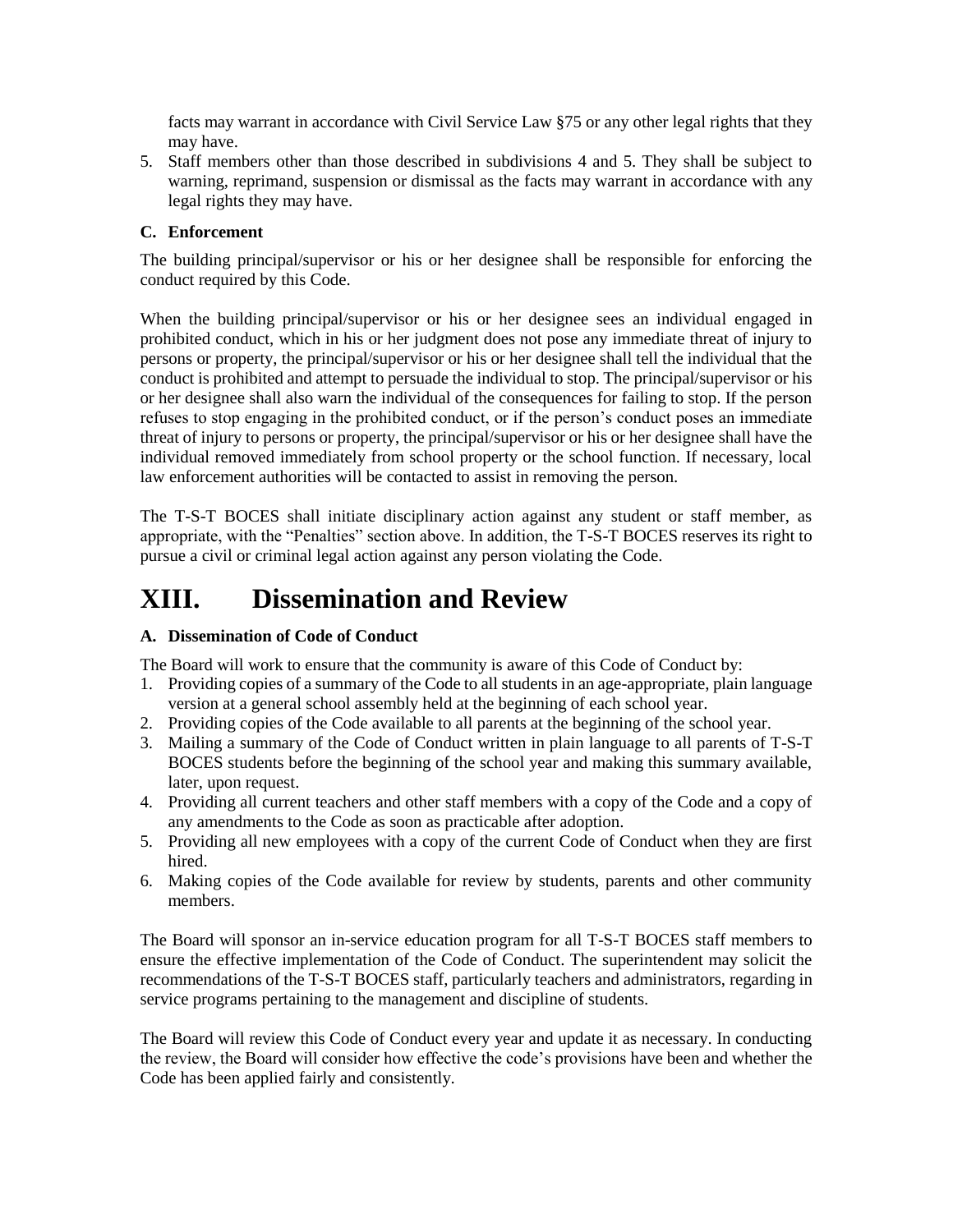facts may warrant in accordance with Civil Service Law §75 or any other legal rights that they may have.

5. Staff members other than those described in subdivisions 4 and 5. They shall be subject to warning, reprimand, suspension or dismissal as the facts may warrant in accordance with any legal rights they may have.

### C. Enforcement

The building principal/supervisor or his or her designee shall be responsible for enforcing the conduct required by this Code.

When the building principal/supervisor or his or her designee sees an individual engaged in prohibited conduct, which in his or her judgment does not pose any immediate threat of injury to persons or property, the principal/supervisor or his or her designee shall tell the individual that the conduct is prohibited and attempt to persuade the individual to stop. The principal/supervisor or his or her designee shall also warn the individual of the consequences for failing to stop. If the person refuses to stop engaging in the prohibited conduct, or if the person's conduct poses an immediate threat of injury to persons or property, the principal/supervisor or his or her designee shall have the individual removed immediately from school property or the school function. If necessary, local law enforcement authorities will be contacted to assist in removing the person.

The T-S-T BOCES shall initiate disciplinary action against any student or staff member, as appropriate, with the "Penalties" section above. In addition, the T-S-T BOCES reserves its right to pursue a civil or criminal legal action against any person violating the Code.

# XIII. Dissemination and Review

### A. Dissemination of Code of Conduct

The Board will work to ensure that the community is aware of this Code of Conduct by:

1. Providing copies of a summary of the Code to all students in an age-appropriate, plain language version at a general school assembly held at the beginning of each school year.
2. Providing copies of the Code available to all parents at the beginning of the school year.
3. Mailing a summary of the Code of Conduct written in plain language to all parents of T-S-T BOCES students before the beginning of the school year and making this summary available, later, upon request.
4. Providing all current teachers and other staff members with a copy of the Code and a copy of any amendments to the Code as soon as practicable after adoption.
5. Providing all new employees with a copy of the current Code of Conduct when they are first hired.
6. Making copies of the Code available for review by students, parents and other community members.

The Board will sponsor an in-service education program for all T-S-T BOCES staff members to ensure the effective implementation of the Code of Conduct. The superintendent may solicit the recommendations of the T-S-T BOCES staff, particularly teachers and administrators, regarding in service programs pertaining to the management and discipline of students.

The Board will review this Code of Conduct every year and update it as necessary. In conducting the review, the Board will consider how effective the code's provisions have been and whether the Code has been applied fairly and consistently.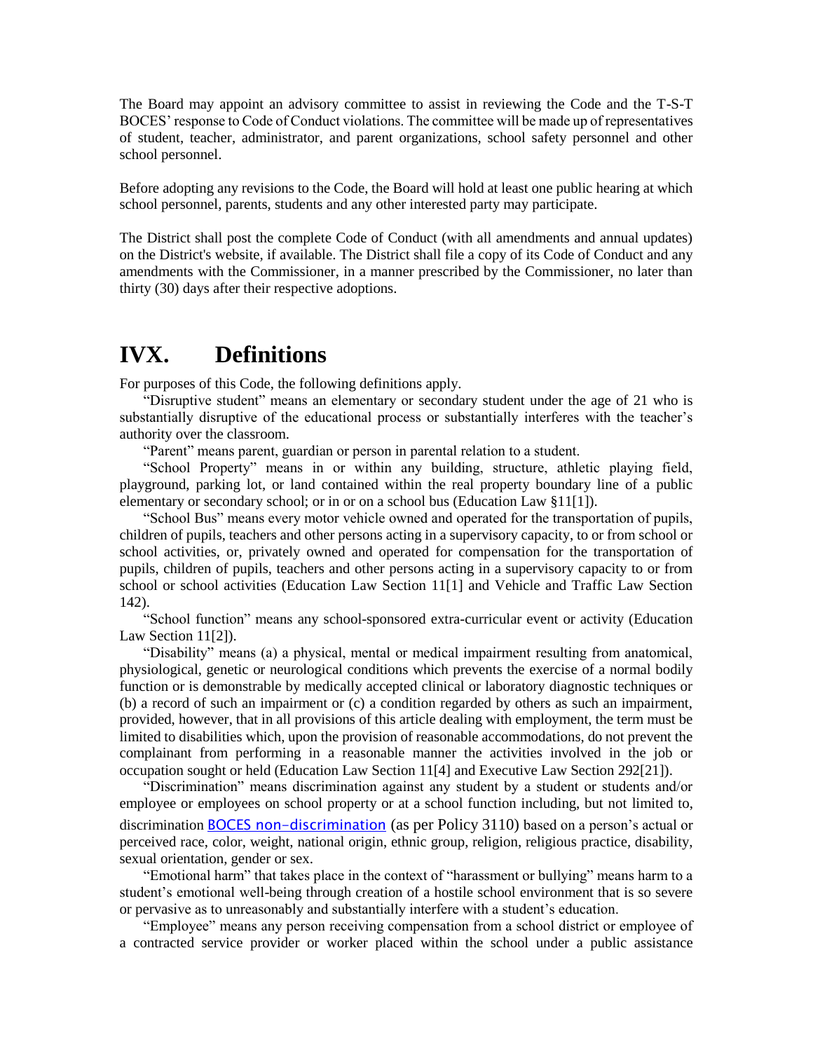The Board may appoint an advisory committee to assist in reviewing the Code and the T-S-T BOCES' response to Code of Conduct violations. The committee will be made up of representatives of student, teacher, administrator, and parent organizations, school safety personnel and other school personnel.

Before adopting any revisions to the Code, the Board will hold at least one public hearing at which school personnel, parents, students and any other interested party may participate.

The District shall post the complete Code of Conduct (with all amendments and annual updates) on the District's website, if available. The District shall file a copy of its Code of Conduct and any amendments with the Commissioner, in a manner prescribed by the Commissioner, no later than thirty (30) days after their respective adoptions.

# IVX. Definitions

For purposes of this Code, the following definitions apply.

"Disruptive student" means an elementary or secondary student under the age of 21 who is substantially disruptive of the educational process or substantially interferes with the teacher's authority over the classroom.

"Parent" means parent, guardian or person in parental relation to a student.

"School Property" means in or within any building, structure, athletic playing field, playground, parking lot, or land contained within the real property boundary line of a public elementary or secondary school; or in or on a school bus (Education Law §11[1]).

"School Bus" means every motor vehicle owned and operated for the transportation of pupils, children of pupils, teachers and other persons acting in a supervisory capacity, to or from school or school activities, or, privately owned and operated for compensation for the transportation of pupils, children of pupils, teachers and other persons acting in a supervisory capacity to or from school or school activities (Education Law Section 11[1] and Vehicle and Traffic Law Section 142).

"School function" means any school-sponsored extra-curricular event or activity (Education Law Section 11[2]).

"Disability" means (a) a physical, mental or medical impairment resulting from anatomical, physiological, genetic or neurological conditions which prevents the exercise of a normal bodily function or is demonstrable by medically accepted clinical or laboratory diagnostic techniques or (b) a record of such an impairment or (c) a condition regarded by others as such an impairment, provided, however, that in all provisions of this article dealing with employment, the term must be limited to disabilities which, upon the provision of reasonable accommodations, do not prevent the complainant from performing in a reasonable manner the activities involved in the job or occupation sought or held (Education Law Section 11[4] and Executive Law Section 292[21]).

"Discrimination" means discrimination against any student by a student or students and/or employee or employees on school property or at a school function including, but not limited to, discrimination BOCES non-discrimination (as per Policy 3110) based on a person's actual or perceived race, color, weight, national origin, ethnic group, religion, religious practice, disability, sexual orientation, gender or sex.

"Emotional harm" that takes place in the context of "harassment or bullying" means harm to a student's emotional well-being through creation of a hostile school environment that is so severe or pervasive as to unreasonably and substantially interfere with a student's education.

"Employee" means any person receiving compensation from a school district or employee of a contracted service provider or worker placed within the school under a public assistance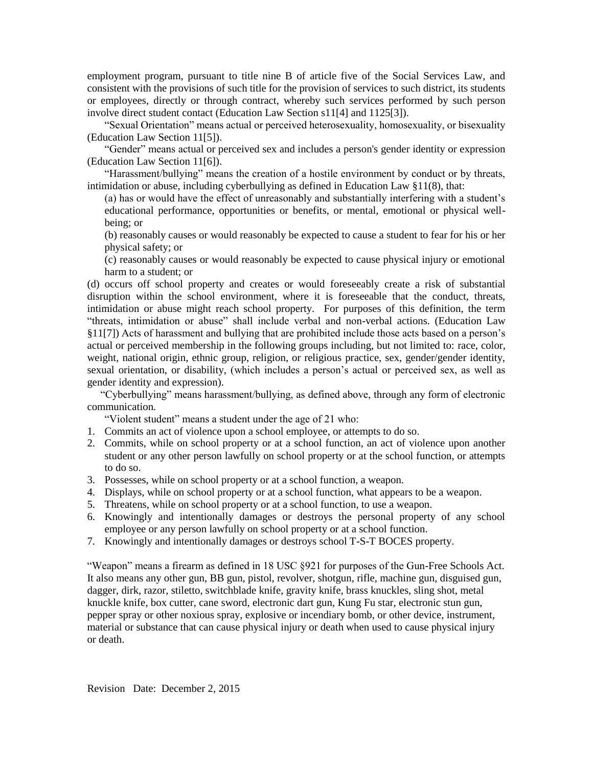employment program, pursuant to title nine B of article five of the Social Services Law, and consistent with the provisions of such title for the provision of services to such district, its students or employees, directly or through contract, whereby such services performed by such person involve direct student contact (Education Law Section s11[4] and 1125[3]).

"Sexual Orientation" means actual or perceived heterosexuality, homosexuality, or bisexuality (Education Law Section 11[5]).

"Gender" means actual or perceived sex and includes a person's gender identity or expression (Education Law Section 11[6]).

"Harassment/bullying" means the creation of a hostile environment by conduct or by threats, intimidation or abuse, including cyberbullying as defined in Education Law §11(8), that:

(a) has or would have the effect of unreasonably and substantially interfering with a student's educational performance, opportunities or benefits, or mental, emotional or physical well-being; or

(b) reasonably causes or would reasonably be expected to cause a student to fear for his or her physical safety; or

(c) reasonably causes or would reasonably be expected to cause physical injury or emotional harm to a student; or

(d) occurs off school property and creates or would foreseeably create a risk of substantial disruption within the school environment, where it is foreseeable that the conduct, threats, intimidation or abuse might reach school property. For purposes of this definition, the term "threats, intimidation or abuse" shall include verbal and non-verbal actions. (Education Law §11[7]) Acts of harassment and bullying that are prohibited include those acts based on a person's actual or perceived membership in the following groups including, but not limited to: race, color, weight, national origin, ethnic group, religion, or religious practice, sex, gender/gender identity, sexual orientation, or disability, (which includes a person's actual or perceived sex, as well as gender identity and expression).

"Cyberbullying" means harassment/bullying, as defined above, through any form of electronic communication.

"Violent student" means a student under the age of 21 who:

1. Commits an act of violence upon a school employee, or attempts to do so.
2. Commits, while on school property or at a school function, an act of violence upon another student or any other person lawfully on school property or at the school function, or attempts to do so.
3. Possesses, while on school property or at a school function, a weapon.
4. Displays, while on school property or at a school function, what appears to be a weapon.
5. Threatens, while on school property or at a school function, to use a weapon.
6. Knowingly and intentionally damages or destroys the personal property of any school employee or any person lawfully on school property or at a school function.
7. Knowingly and intentionally damages or destroys school T-S-T BOCES property.

"Weapon" means a firearm as defined in 18 USC §921 for purposes of the Gun-Free Schools Act. It also means any other gun, BB gun, pistol, revolver, shotgun, rifle, machine gun, disguised gun, dagger, dirk, razor, stiletto, switchblade knife, gravity knife, brass knuckles, sling shot, metal knuckle knife, box cutter, cane sword, electronic dart gun, Kung Fu star, electronic stun gun, pepper spray or other noxious spray, explosive or incendiary bomb, or other device, instrument, material or substance that can cause physical injury or death when used to cause physical injury or death.

Revision Date: December 2, 2015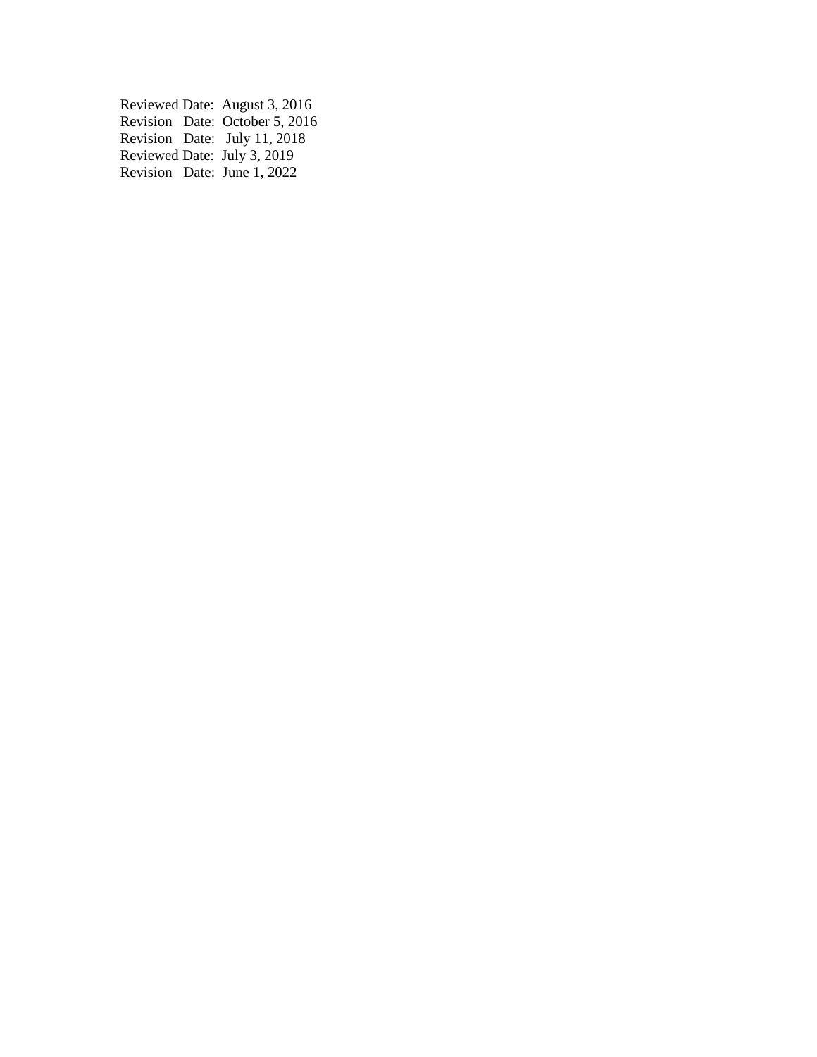Reviewed Date: August 3, 2016
Revision Date: October 5, 2016
Revision Date: July 11, 2018
Reviewed Date: July 3, 2019
Revision Date: June 1, 2022